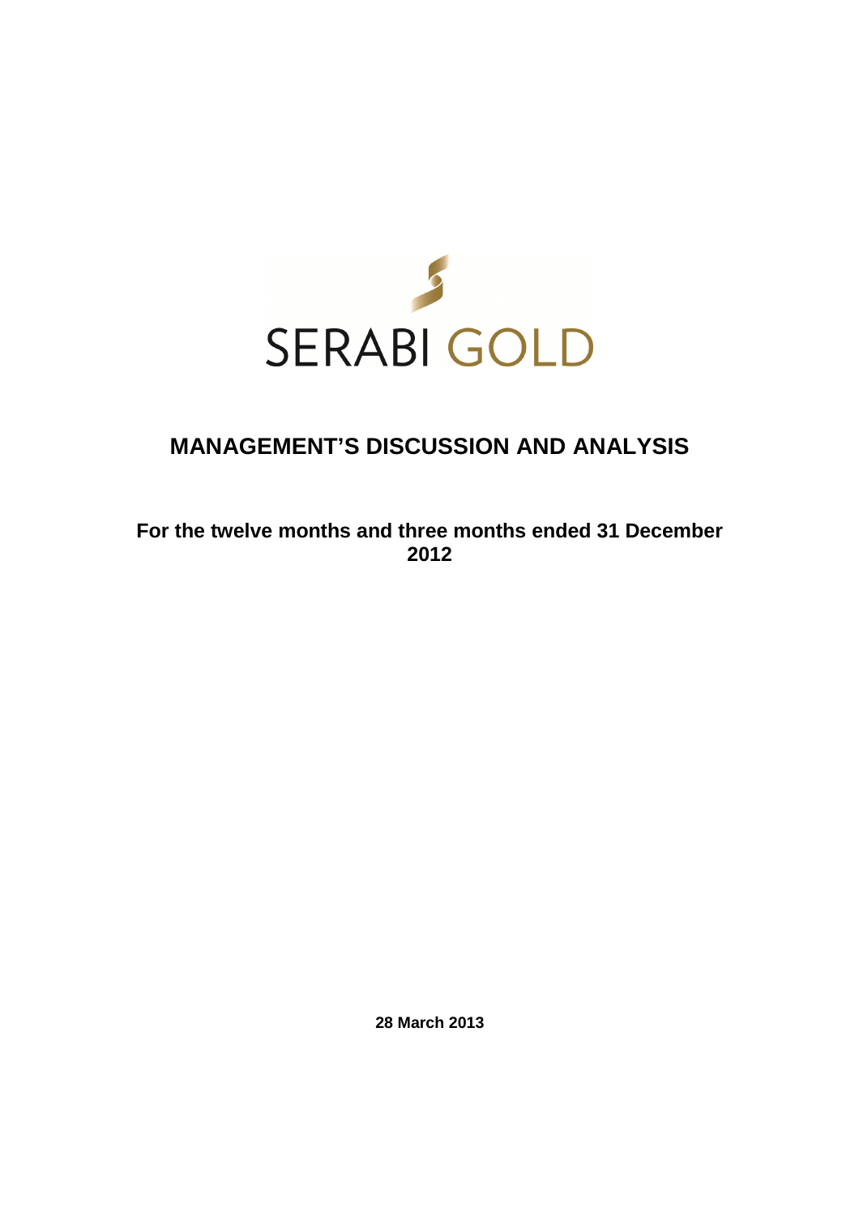SERABI GOLD

# MANAGEMENT'S DISCUSSION AND ANALYSIS

**For the twelve months and three months ended 31 December 2012**

**28 March 2013**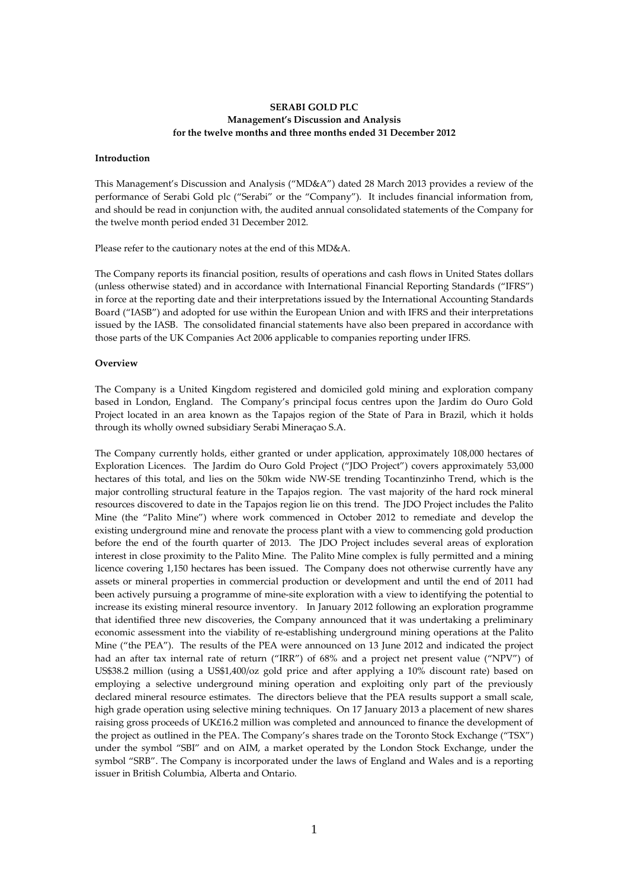**SERABI GOLD PLC**
**Management's Discussion and Analysis**
**for the twelve months and three months ended 31 December 2012**

**Introduction**

This Management's Discussion and Analysis ("MD&A") dated 28 March 2013 provides a review of the performance of Serabi Gold plc ("Serabi" or the "Company"). It includes financial information from, and should be read in conjunction with, the audited annual consolidated statements of the Company for the twelve month period ended 31 December 2012.

Please refer to the cautionary notes at the end of this MD&A.

The Company reports its financial position, results of operations and cash flows in United States dollars (unless otherwise stated) and in accordance with International Financial Reporting Standards ("IFRS") in force at the reporting date and their interpretations issued by the International Accounting Standards Board ("IASB") and adopted for use within the European Union and with IFRS and their interpretations issued by the IASB. The consolidated financial statements have also been prepared in accordance with those parts of the UK Companies Act 2006 applicable to companies reporting under IFRS.

**Overview**

The Company is a United Kingdom registered and domiciled gold mining and exploration company based in London, England. The Company's principal focus centres upon the Jardim do Ouro Gold Project located in an area known as the Tapajos region of the State of Para in Brazil, which it holds through its wholly owned subsidiary Serabi Mineraçao S.A.

The Company currently holds, either granted or under application, approximately 108,000 hectares of Exploration Licences. The Jardim do Ouro Gold Project ("JDO Project") covers approximately 53,000 hectares of this total, and lies on the 50km wide NW-SE trending Tocantinzinho Trend, which is the major controlling structural feature in the Tapajos region. The vast majority of the hard rock mineral resources discovered to date in the Tapajos region lie on this trend. The JDO Project includes the Palito Mine (the "Palito Mine") where work commenced in October 2012 to remediate and develop the existing underground mine and renovate the process plant with a view to commencing gold production before the end of the fourth quarter of 2013. The JDO Project includes several areas of exploration interest in close proximity to the Palito Mine. The Palito Mine complex is fully permitted and a mining licence covering 1,150 hectares has been issued. The Company does not otherwise currently have any assets or mineral properties in commercial production or development and until the end of 2011 had been actively pursuing a programme of mine-site exploration with a view to identifying the potential to increase its existing mineral resource inventory. In January 2012 following an exploration programme that identified three new discoveries, the Company announced that it was undertaking a preliminary economic assessment into the viability of re-establishing underground mining operations at the Palito Mine ("the PEA"). The results of the PEA were announced on 13 June 2012 and indicated the project had an after tax internal rate of return ("IRR") of 68% and a project net present value ("NPV") of US$38.2 million (using a US$1,400/oz gold price and after applying a 10% discount rate) based on employing a selective underground mining operation and exploiting only part of the previously declared mineral resource estimates. The directors believe that the PEA results support a small scale, high grade operation using selective mining techniques. On 17 January 2013 a placement of new shares raising gross proceeds of UK£16.2 million was completed and announced to finance the development of the project as outlined in the PEA. The Company's shares trade on the Toronto Stock Exchange ("TSX") under the symbol "SBI" and on AIM, a market operated by the London Stock Exchange, under the symbol "SRB". The Company is incorporated under the laws of England and Wales and is a reporting issuer in British Columbia, Alberta and Ontario.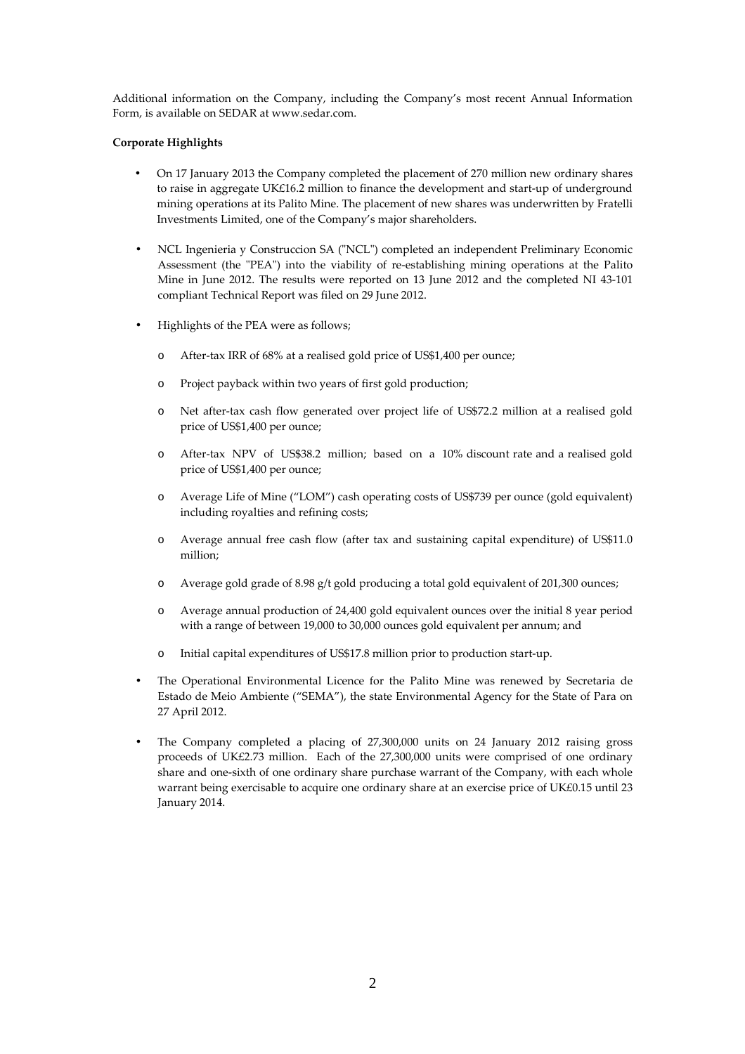Additional information on the Company, including the Company's most recent Annual Information Form, is available on SEDAR at www.sedar.com.

**Corporate Highlights**

- On 17 January 2013 the Company completed the placement of 270 million new ordinary shares to raise in aggregate UK£16.2 million to finance the development and start-up of underground mining operations at its Palito Mine. The placement of new shares was underwritten by Fratelli Investments Limited, one of the Company's major shareholders.

- NCL Ingenieria y Construccion SA ("NCL") completed an independent Preliminary Economic Assessment (the "PEA") into the viability of re-establishing mining operations at the Palito Mine in June 2012. The results were reported on 13 June 2012 and the completed NI 43-101 compliant Technical Report was filed on 29 June 2012.

- Highlights of the PEA were as follows;

  - After-tax IRR of 68% at a realised gold price of US$1,400 per ounce;

  - Project payback within two years of first gold production;

  - Net after-tax cash flow generated over project life of US$72.2 million at a realised gold price of US$1,400 per ounce;

  - After-tax NPV of US$38.2 million; based on a 10% discount rate and a realised gold price of US$1,400 per ounce;

  - Average Life of Mine ("LOM") cash operating costs of US$739 per ounce (gold equivalent) including royalties and refining costs;

  - Average annual free cash flow (after tax and sustaining capital expenditure) of US$11.0 million;

  - Average gold grade of 8.98 g/t gold producing a total gold equivalent of 201,300 ounces;

  - Average annual production of 24,400 gold equivalent ounces over the initial 8 year period with a range of between 19,000 to 30,000 ounces gold equivalent per annum; and

  - Initial capital expenditures of US$17.8 million prior to production start-up.

- The Operational Environmental Licence for the Palito Mine was renewed by Secretaria de Estado de Meio Ambiente ("SEMA"), the state Environmental Agency for the State of Para on 27 April 2012.

- The Company completed a placing of 27,300,000 units on 24 January 2012 raising gross proceeds of UK£2.73 million. Each of the 27,300,000 units were comprised of one ordinary share and one-sixth of one ordinary share purchase warrant of the Company, with each whole warrant being exercisable to acquire one ordinary share at an exercise price of UK£0.15 until 23 January 2014.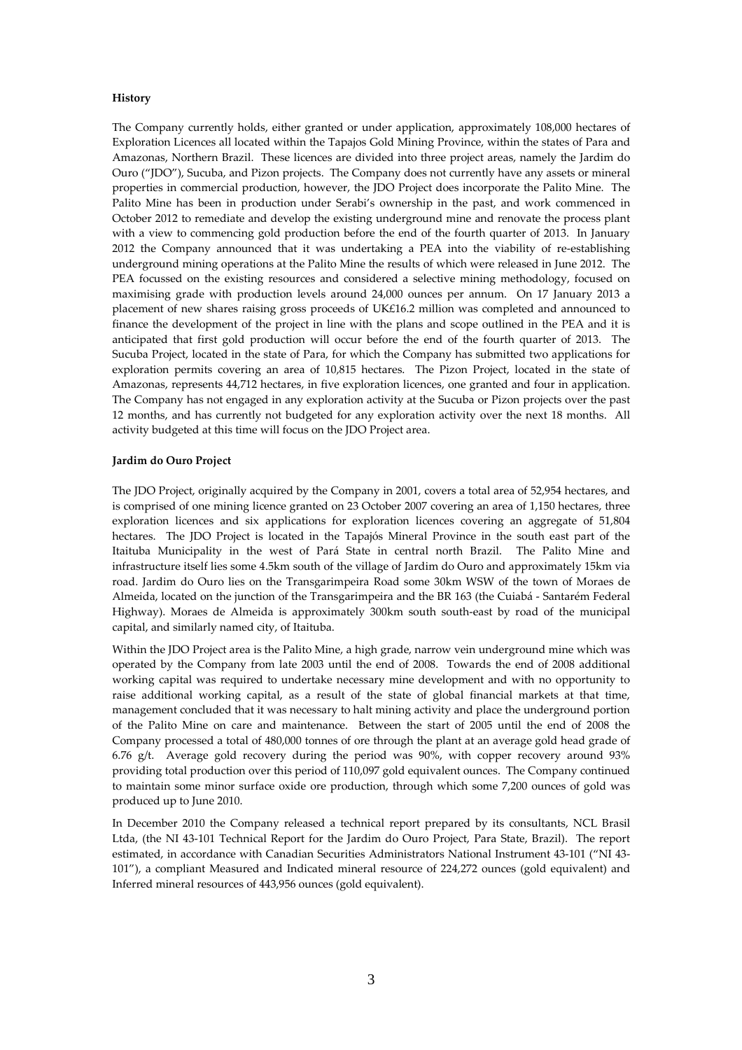**History**

The Company currently holds, either granted or under application, approximately 108,000 hectares of Exploration Licences all located within the Tapajos Gold Mining Province, within the states of Para and Amazonas, Northern Brazil. These licences are divided into three project areas, namely the Jardim do Ouro ("JDO"), Sucuba, and Pizon projects. The Company does not currently have any assets or mineral properties in commercial production, however, the JDO Project does incorporate the Palito Mine. The Palito Mine has been in production under Serabi's ownership in the past, and work commenced in October 2012 to remediate and develop the existing underground mine and renovate the process plant with a view to commencing gold production before the end of the fourth quarter of 2013. In January 2012 the Company announced that it was undertaking a PEA into the viability of re-establishing underground mining operations at the Palito Mine the results of which were released in June 2012. The PEA focussed on the existing resources and considered a selective mining methodology, focused on maximising grade with production levels around 24,000 ounces per annum. On 17 January 2013 a placement of new shares raising gross proceeds of UK£16.2 million was completed and announced to finance the development of the project in line with the plans and scope outlined in the PEA and it is anticipated that first gold production will occur before the end of the fourth quarter of 2013. The Sucuba Project, located in the state of Para, for which the Company has submitted two applications for exploration permits covering an area of 10,815 hectares. The Pizon Project, located in the state of Amazonas, represents 44,712 hectares, in five exploration licences, one granted and four in application. The Company has not engaged in any exploration activity at the Sucuba or Pizon projects over the past 12 months, and has currently not budgeted for any exploration activity over the next 18 months. All activity budgeted at this time will focus on the JDO Project area.

**Jardim do Ouro Project**

The JDO Project, originally acquired by the Company in 2001, covers a total area of 52,954 hectares, and is comprised of one mining licence granted on 23 October 2007 covering an area of 1,150 hectares, three exploration licences and six applications for exploration licences covering an aggregate of 51,804 hectares. The JDO Project is located in the Tapajós Mineral Province in the south east part of the Itaituba Municipality in the west of Pará State in central north Brazil. The Palito Mine and infrastructure itself lies some 4.5km south of the village of Jardim do Ouro and approximately 15km via road. Jardim do Ouro lies on the Transgarimpeira Road some 30km WSW of the town of Moraes de Almeida, located on the junction of the Transgarimpeira and the BR 163 (the Cuiabá - Santarém Federal Highway). Moraes de Almeida is approximately 300km south south-east by road of the municipal capital, and similarly named city, of Itaituba.

Within the JDO Project area is the Palito Mine, a high grade, narrow vein underground mine which was operated by the Company from late 2003 until the end of 2008. Towards the end of 2008 additional working capital was required to undertake necessary mine development and with no opportunity to raise additional working capital, as a result of the state of global financial markets at that time, management concluded that it was necessary to halt mining activity and place the underground portion of the Palito Mine on care and maintenance. Between the start of 2005 until the end of 2008 the Company processed a total of 480,000 tonnes of ore through the plant at an average gold head grade of 6.76 g/t. Average gold recovery during the period was 90%, with copper recovery around 93% providing total production over this period of 110,097 gold equivalent ounces. The Company continued to maintain some minor surface oxide ore production, through which some 7,200 ounces of gold was produced up to June 2010.

In December 2010 the Company released a technical report prepared by its consultants, NCL Brasil Ltda, (the NI 43-101 Technical Report for the Jardim do Ouro Project, Para State, Brazil). The report estimated, in accordance with Canadian Securities Administrators National Instrument 43-101 ("NI 43-101"), a compliant Measured and Indicated mineral resource of 224,272 ounces (gold equivalent) and Inferred mineral resources of 443,956 ounces (gold equivalent).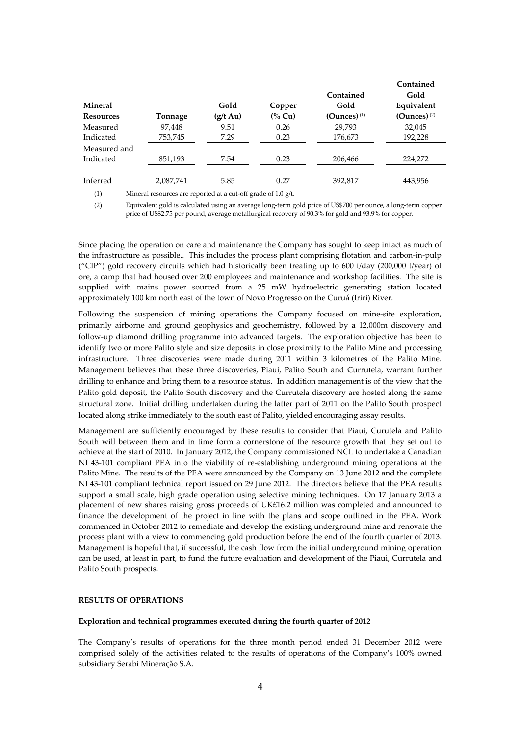| Mineral Resources | Tonnage | Gold (g/t Au) | Copper (% Cu) | Contained Gold (Ounces) [(1)] | Contained Gold Equivalent (Ounces) [(2)] |
|---|---|---|---|---|---|
| Measured | 97,448 | 9.51 | 0.26 | 29,793 | 32,045 |
| Indicated | 753,745 | 7.29 | 0.23 | 176,673 | 192,228 |
| Measured and Indicated | 851,193 | 7.54 | 0.23 | 206,466 | 224,272 |
| Inferred | 2,087,741 | 5.85 | 0.27 | 392,817 | 443,956 |

(1) Mineral resources are reported at a cut-off grade of 1.0 g/t.

(2) Equivalent gold is calculated using an average long-term gold price of US$700 per ounce, a long-term copper price of US$2.75 per pound, average metallurgical recovery of 90.3% for gold and 93.9% for copper.

Since placing the operation on care and maintenance the Company has sought to keep intact as much of the infrastructure as possible.. This includes the process plant comprising flotation and carbon-in-pulp ("CIP") gold recovery circuits which had historically been treating up to 600 t/day (200,000 t/year) of ore, a camp that had housed over 200 employees and maintenance and workshop facilities. The site is supplied with mains power sourced from a 25 mW hydroelectric generating station located approximately 100 km north east of the town of Novo Progresso on the Curuá (Iriri) River.

Following the suspension of mining operations the Company focused on mine-site exploration, primarily airborne and ground geophysics and geochemistry, followed by a 12,000m discovery and follow-up diamond drilling programme into advanced targets. The exploration objective has been to identify two or more Palito style and size deposits in close proximity to the Palito Mine and processing infrastructure. Three discoveries were made during 2011 within 3 kilometres of the Palito Mine. Management believes that these three discoveries, Piaui, Palito South and Currutela, warrant further drilling to enhance and bring them to a resource status. In addition management is of the view that the Palito gold deposit, the Palito South discovery and the Currutela discovery are hosted along the same structural zone. Initial drilling undertaken during the latter part of 2011 on the Palito South prospect located along strike immediately to the south east of Palito, yielded encouraging assay results.

Management are sufficiently encouraged by these results to consider that Piaui, Curutela and Palito South will between them and in time form a cornerstone of the resource growth that they set out to achieve at the start of 2010. In January 2012, the Company commissioned NCL to undertake a Canadian NI 43-101 compliant PEA into the viability of re-establishing underground mining operations at the Palito Mine. The results of the PEA were announced by the Company on 13 June 2012 and the complete NI 43-101 compliant technical report issued on 29 June 2012. The directors believe that the PEA results support a small scale, high grade operation using selective mining techniques. On 17 January 2013 a placement of new shares raising gross proceeds of UK£16.2 million was completed and announced to finance the development of the project in line with the plans and scope outlined in the PEA. Work commenced in October 2012 to remediate and develop the existing underground mine and renovate the process plant with a view to commencing gold production before the end of the fourth quarter of 2013. Management is hopeful that, if successful, the cash flow from the initial underground mining operation can be used, at least in part, to fund the future evaluation and development of the Piaui, Currutela and Palito South prospects.

## RESULTS OF OPERATIONS

### Exploration and technical programmes executed during the fourth quarter of 2012

The Company's results of operations for the three month period ended 31 December 2012 were comprised solely of the activities related to the results of operations of the Company's 100% owned subsidiary Serabi Mineração S.A.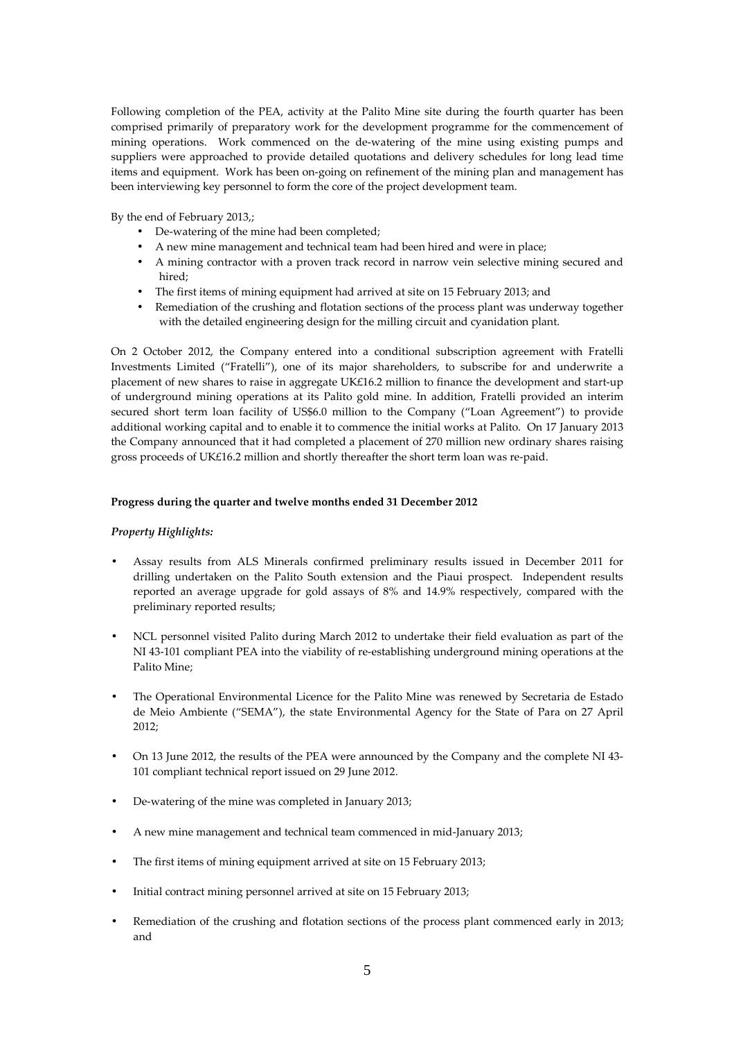Following completion of the PEA, activity at the Palito Mine site during the fourth quarter has been comprised primarily of preparatory work for the development programme for the commencement of mining operations. Work commenced on the de-watering of the mine using existing pumps and suppliers were approached to provide detailed quotations and delivery schedules for long lead time items and equipment. Work has been on-going on refinement of the mining plan and management has been interviewing key personnel to form the core of the project development team.

By the end of February 2013,;

- De-watering of the mine had been completed;
- A new mine management and technical team had been hired and were in place;
- A mining contractor with a proven track record in narrow vein selective mining secured and hired;
- The first items of mining equipment had arrived at site on 15 February 2013; and
- Remediation of the crushing and flotation sections of the process plant was underway together with the detailed engineering design for the milling circuit and cyanidation plant.

On 2 October 2012, the Company entered into a conditional subscription agreement with Fratelli Investments Limited ("Fratelli"), one of its major shareholders, to subscribe for and underwrite a placement of new shares to raise in aggregate UK£16.2 million to finance the development and start-up of underground mining operations at its Palito gold mine. In addition, Fratelli provided an interim secured short term loan facility of US$6.0 million to the Company ("Loan Agreement") to provide additional working capital and to enable it to commence the initial works at Palito. On 17 January 2013 the Company announced that it had completed a placement of 270 million new ordinary shares raising gross proceeds of UK£16.2 million and shortly thereafter the short term loan was re-paid.

**Progress during the quarter and twelve months ended 31 December 2012**

*Property Highlights:*

- Assay results from ALS Minerals confirmed preliminary results issued in December 2011 for drilling undertaken on the Palito South extension and the Piaui prospect. Independent results reported an average upgrade for gold assays of 8% and 14.9% respectively, compared with the preliminary reported results;

- NCL personnel visited Palito during March 2012 to undertake their field evaluation as part of the NI 43-101 compliant PEA into the viability of re-establishing underground mining operations at the Palito Mine;

- The Operational Environmental Licence for the Palito Mine was renewed by Secretaria de Estado de Meio Ambiente ("SEMA"), the state Environmental Agency for the State of Para on 27 April 2012;

- On 13 June 2012, the results of the PEA were announced by the Company and the complete NI 43-101 compliant technical report issued on 29 June 2012.

- De-watering of the mine was completed in January 2013;

- A new mine management and technical team commenced in mid-January 2013;

- The first items of mining equipment arrived at site on 15 February 2013;

- Initial contract mining personnel arrived at site on 15 February 2013;

- Remediation of the crushing and flotation sections of the process plant commenced early in 2013; and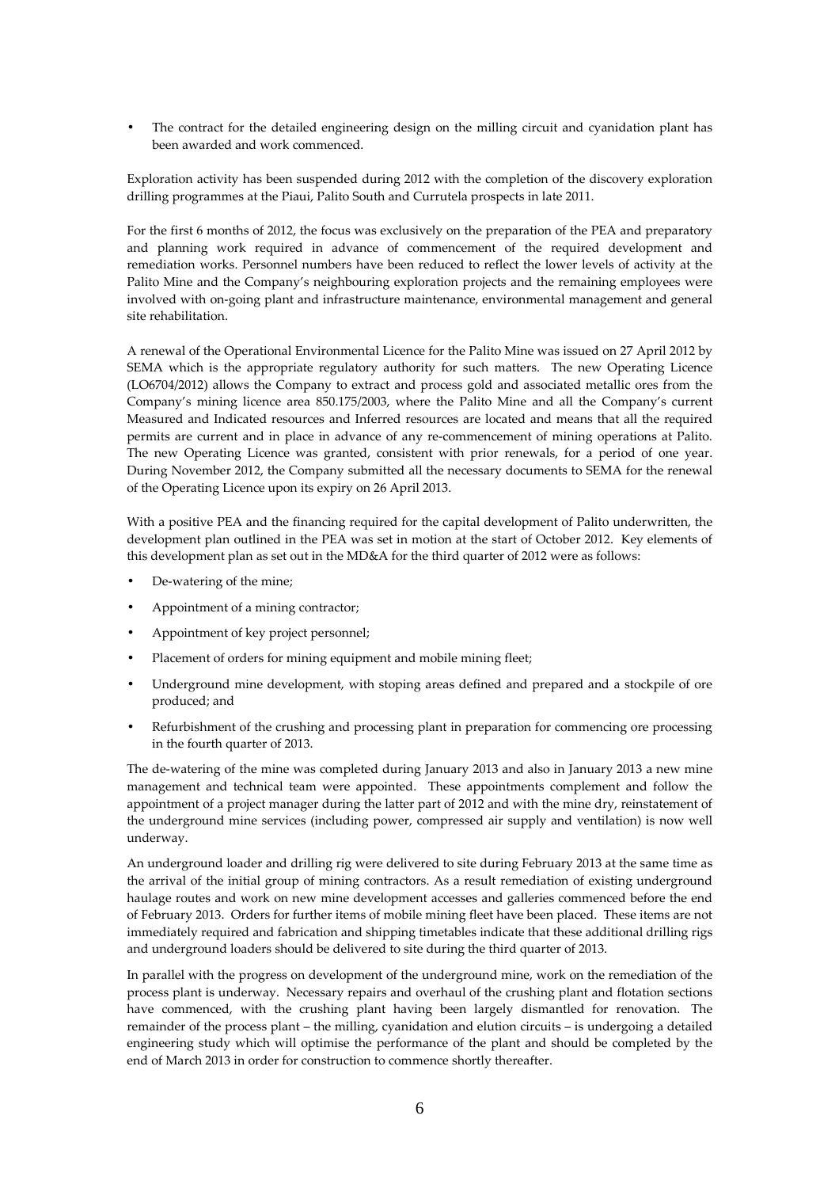- The contract for the detailed engineering design on the milling circuit and cyanidation plant has been awarded and work commenced.

Exploration activity has been suspended during 2012 with the completion of the discovery exploration drilling programmes at the Piaui, Palito South and Currutela prospects in late 2011.

For the first 6 months of 2012, the focus was exclusively on the preparation of the PEA and preparatory and planning work required in advance of commencement of the required development and remediation works. Personnel numbers have been reduced to reflect the lower levels of activity at the Palito Mine and the Company's neighbouring exploration projects and the remaining employees were involved with on-going plant and infrastructure maintenance, environmental management and general site rehabilitation.

A renewal of the Operational Environmental Licence for the Palito Mine was issued on 27 April 2012 by SEMA which is the appropriate regulatory authority for such matters. The new Operating Licence (LO6704/2012) allows the Company to extract and process gold and associated metallic ores from the Company's mining licence area 850.175/2003, where the Palito Mine and all the Company's current Measured and Indicated resources and Inferred resources are located and means that all the required permits are current and in place in advance of any re-commencement of mining operations at Palito. The new Operating Licence was granted, consistent with prior renewals, for a period of one year. During November 2012, the Company submitted all the necessary documents to SEMA for the renewal of the Operating Licence upon its expiry on 26 April 2013.

With a positive PEA and the financing required for the capital development of Palito underwritten, the development plan outlined in the PEA was set in motion at the start of October 2012. Key elements of this development plan as set out in the MD&A for the third quarter of 2012 were as follows:

- De-watering of the mine;
- Appointment of a mining contractor;
- Appointment of key project personnel;
- Placement of orders for mining equipment and mobile mining fleet;
- Underground mine development, with stoping areas defined and prepared and a stockpile of ore produced; and
- Refurbishment of the crushing and processing plant in preparation for commencing ore processing in the fourth quarter of 2013.

The de-watering of the mine was completed during January 2013 and also in January 2013 a new mine management and technical team were appointed. These appointments complement and follow the appointment of a project manager during the latter part of 2012 and with the mine dry, reinstatement of the underground mine services (including power, compressed air supply and ventilation) is now well underway.

An underground loader and drilling rig were delivered to site during February 2013 at the same time as the arrival of the initial group of mining contractors. As a result remediation of existing underground haulage routes and work on new mine development accesses and galleries commenced before the end of February 2013. Orders for further items of mobile mining fleet have been placed. These items are not immediately required and fabrication and shipping timetables indicate that these additional drilling rigs and underground loaders should be delivered to site during the third quarter of 2013.

In parallel with the progress on development of the underground mine, work on the remediation of the process plant is underway. Necessary repairs and overhaul of the crushing plant and flotation sections have commenced, with the crushing plant having been largely dismantled for renovation. The remainder of the process plant – the milling, cyanidation and elution circuits – is undergoing a detailed engineering study which will optimise the performance of the plant and should be completed by the end of March 2013 in order for construction to commence shortly thereafter.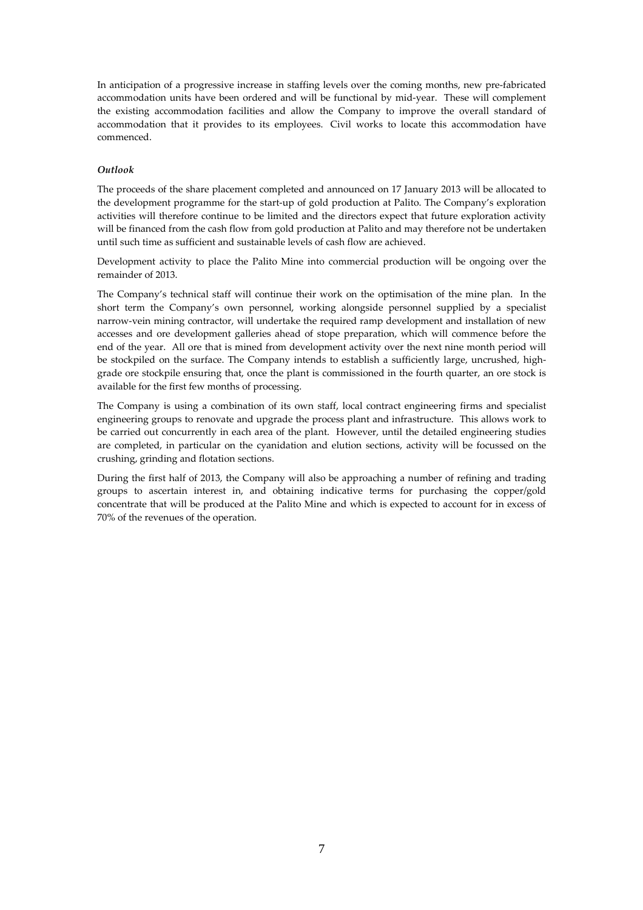In anticipation of a progressive increase in staffing levels over the coming months, new pre-fabricated accommodation units have been ordered and will be functional by mid-year. These will complement the existing accommodation facilities and allow the Company to improve the overall standard of accommodation that it provides to its employees. Civil works to locate this accommodation have commenced.

***Outlook***

The proceeds of the share placement completed and announced on 17 January 2013 will be allocated to the development programme for the start-up of gold production at Palito. The Company's exploration activities will therefore continue to be limited and the directors expect that future exploration activity will be financed from the cash flow from gold production at Palito and may therefore not be undertaken until such time as sufficient and sustainable levels of cash flow are achieved.

Development activity to place the Palito Mine into commercial production will be ongoing over the remainder of 2013.

The Company's technical staff will continue their work on the optimisation of the mine plan. In the short term the Company's own personnel, working alongside personnel supplied by a specialist narrow-vein mining contractor, will undertake the required ramp development and installation of new accesses and ore development galleries ahead of stope preparation, which will commence before the end of the year. All ore that is mined from development activity over the next nine month period will be stockpiled on the surface. The Company intends to establish a sufficiently large, uncrushed, high-grade ore stockpile ensuring that, once the plant is commissioned in the fourth quarter, an ore stock is available for the first few months of processing.

The Company is using a combination of its own staff, local contract engineering firms and specialist engineering groups to renovate and upgrade the process plant and infrastructure. This allows work to be carried out concurrently in each area of the plant. However, until the detailed engineering studies are completed, in particular on the cyanidation and elution sections, activity will be focussed on the crushing, grinding and flotation sections.

During the first half of 2013, the Company will also be approaching a number of refining and trading groups to ascertain interest in, and obtaining indicative terms for purchasing the copper/gold concentrate that will be produced at the Palito Mine and which is expected to account for in excess of 70% of the revenues of the operation.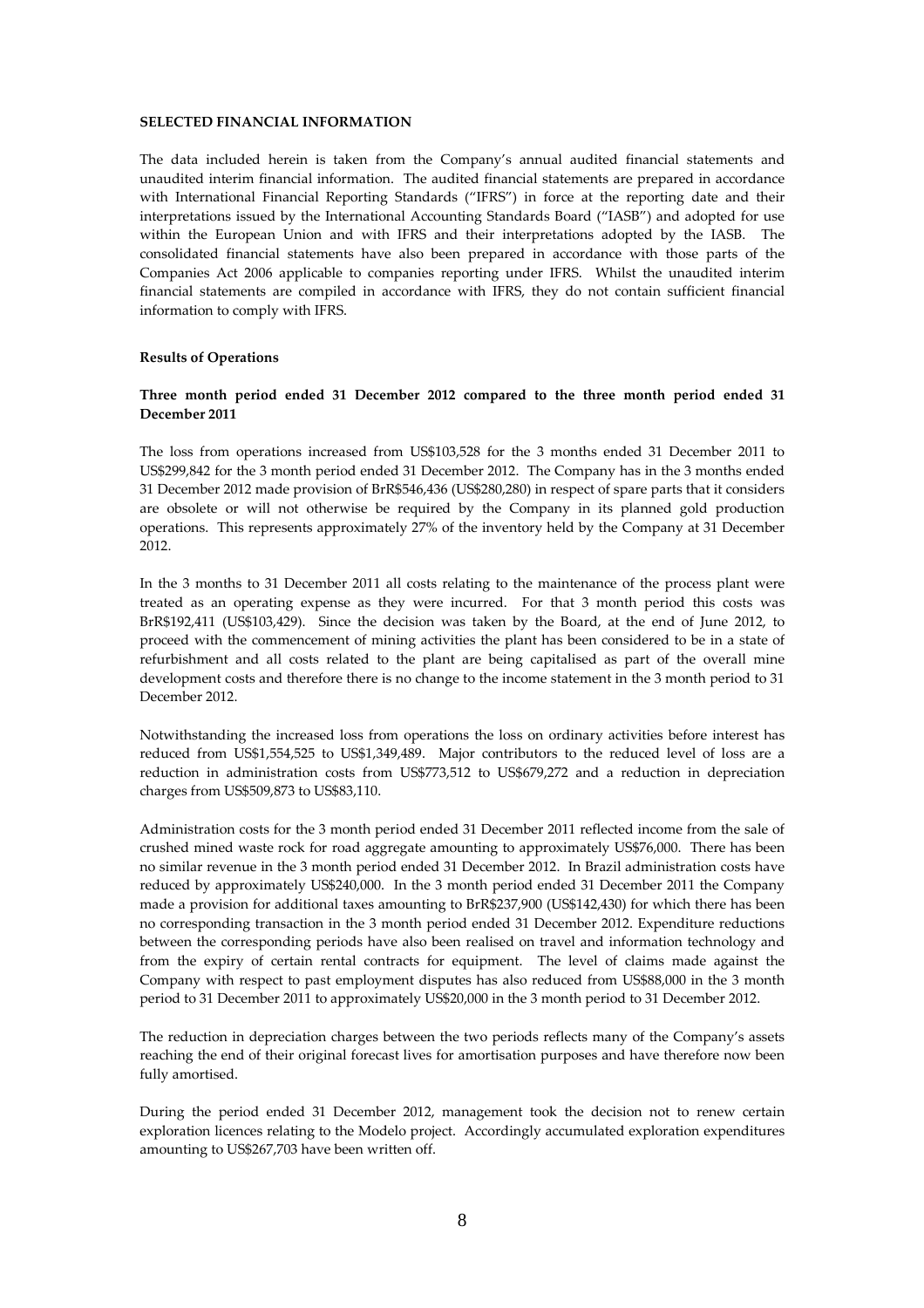**SELECTED FINANCIAL INFORMATION**

The data included herein is taken from the Company's annual audited financial statements and unaudited interim financial information. The audited financial statements are prepared in accordance with International Financial Reporting Standards ("IFRS") in force at the reporting date and their interpretations issued by the International Accounting Standards Board ("IASB") and adopted for use within the European Union and with IFRS and their interpretations adopted by the IASB. The consolidated financial statements have also been prepared in accordance with those parts of the Companies Act 2006 applicable to companies reporting under IFRS. Whilst the unaudited interim financial statements are compiled in accordance with IFRS, they do not contain sufficient financial information to comply with IFRS.

**Results of Operations**

**Three month period ended 31 December 2012 compared to the three month period ended 31 December 2011**

The loss from operations increased from US$103,528 for the 3 months ended 31 December 2011 to US$299,842 for the 3 month period ended 31 December 2012. The Company has in the 3 months ended 31 December 2012 made provision of BrR$546,436 (US$280,280) in respect of spare parts that it considers are obsolete or will not otherwise be required by the Company in its planned gold production operations. This represents approximately 27% of the inventory held by the Company at 31 December 2012.

In the 3 months to 31 December 2011 all costs relating to the maintenance of the process plant were treated as an operating expense as they were incurred. For that 3 month period this costs was BrR$192,411 (US$103,429). Since the decision was taken by the Board, at the end of June 2012, to proceed with the commencement of mining activities the plant has been considered to be in a state of refurbishment and all costs related to the plant are being capitalised as part of the overall mine development costs and therefore there is no change to the income statement in the 3 month period to 31 December 2012.

Notwithstanding the increased loss from operations the loss on ordinary activities before interest has reduced from US$1,554,525 to US$1,349,489. Major contributors to the reduced level of loss are a reduction in administration costs from US$773,512 to US$679,272 and a reduction in depreciation charges from US$509,873 to US$83,110.

Administration costs for the 3 month period ended 31 December 2011 reflected income from the sale of crushed mined waste rock for road aggregate amounting to approximately US$76,000. There has been no similar revenue in the 3 month period ended 31 December 2012. In Brazil administration costs have reduced by approximately US$240,000. In the 3 month period ended 31 December 2011 the Company made a provision for additional taxes amounting to BrR$237,900 (US$142,430) for which there has been no corresponding transaction in the 3 month period ended 31 December 2012. Expenditure reductions between the corresponding periods have also been realised on travel and information technology and from the expiry of certain rental contracts for equipment. The level of claims made against the Company with respect to past employment disputes has also reduced from US$88,000 in the 3 month period to 31 December 2011 to approximately US$20,000 in the 3 month period to 31 December 2012.

The reduction in depreciation charges between the two periods reflects many of the Company's assets reaching the end of their original forecast lives for amortisation purposes and have therefore now been fully amortised.

During the period ended 31 December 2012, management took the decision not to renew certain exploration licences relating to the Modelo project. Accordingly accumulated exploration expenditures amounting to US$267,703 have been written off.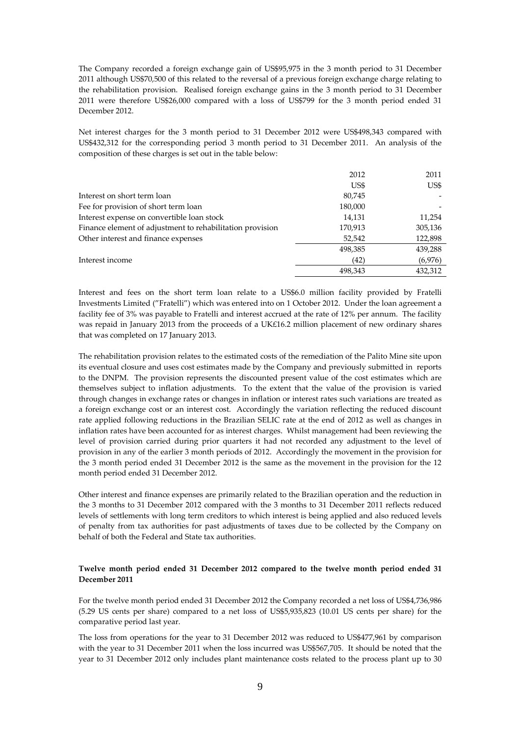The Company recorded a foreign exchange gain of US$95,975 in the 3 month period to 31 December 2011 although US$70,500 of this related to the reversal of a previous foreign exchange charge relating to the rehabilitation provision. Realised foreign exchange gains in the 3 month period to 31 December 2011 were therefore US$26,000 compared with a loss of US$799 for the 3 month period ended 31 December 2012.

Net interest charges for the 3 month period to 31 December 2012 were US$498,343 compared with US$432,312 for the corresponding period 3 month period to 31 December 2011. An analysis of the composition of these charges is set out in the table below:

| | 2012 | 2011 |
|---|---|---|
| | US$ | US$ |
| Interest on short term loan | 80,745 | - |
| Fee for provision of short term loan | 180,000 | - |
| Interest expense on convertible loan stock | 14,131 | 11,254 |
| Finance element of adjustment to rehabilitation provision | 170,913 | 305,136 |
| Other interest and finance expenses | 52,542 | 122,898 |
| | 498,385 | 439,288 |
| Interest income | (42) | (6,976) |
| | 498,343 | 432,312 |

Interest and fees on the short term loan relate to a US$6.0 million facility provided by Fratelli Investments Limited ("Fratelli") which was entered into on 1 October 2012. Under the loan agreement a facility fee of 3% was payable to Fratelli and interest accrued at the rate of 12% per annum. The facility was repaid in January 2013 from the proceeds of a UK£16.2 million placement of new ordinary shares that was completed on 17 January 2013.

The rehabilitation provision relates to the estimated costs of the remediation of the Palito Mine site upon its eventual closure and uses cost estimates made by the Company and previously submitted in reports to the DNPM. The provision represents the discounted present value of the cost estimates which are themselves subject to inflation adjustments. To the extent that the value of the provision is varied through changes in exchange rates or changes in inflation or interest rates such variations are treated as a foreign exchange cost or an interest cost. Accordingly the variation reflecting the reduced discount rate applied following reductions in the Brazilian SELIC rate at the end of 2012 as well as changes in inflation rates have been accounted for as interest charges. Whilst management had been reviewing the level of provision carried during prior quarters it had not recorded any adjustment to the level of provision in any of the earlier 3 month periods of 2012. Accordingly the movement in the provision for the 3 month period ended 31 December 2012 is the same as the movement in the provision for the 12 month period ended 31 December 2012.

Other interest and finance expenses are primarily related to the Brazilian operation and the reduction in the 3 months to 31 December 2012 compared with the 3 months to 31 December 2011 reflects reduced levels of settlements with long term creditors to which interest is being applied and also reduced levels of penalty from tax authorities for past adjustments of taxes due to be collected by the Company on behalf of both the Federal and State tax authorities.

**Twelve month period ended 31 December 2012 compared to the twelve month period ended 31 December 2011**

For the twelve month period ended 31 December 2012 the Company recorded a net loss of US$4,736,986 (5.29 US cents per share) compared to a net loss of US$5,935,823 (10.01 US cents per share) for the comparative period last year.

The loss from operations for the year to 31 December 2012 was reduced to US$477,961 by comparison with the year to 31 December 2011 when the loss incurred was US$567,705. It should be noted that the year to 31 December 2012 only includes plant maintenance costs related to the process plant up to 30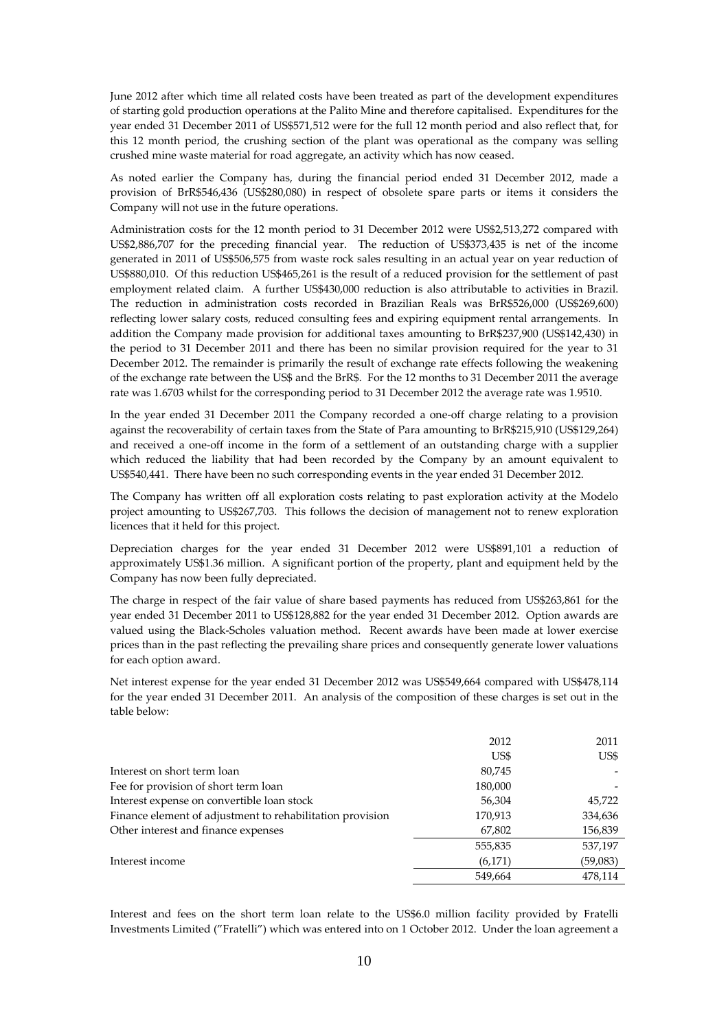June 2012 after which time all related costs have been treated as part of the development expenditures of starting gold production operations at the Palito Mine and therefore capitalised. Expenditures for the year ended 31 December 2011 of US$571,512 were for the full 12 month period and also reflect that, for this 12 month period, the crushing section of the plant was operational as the company was selling crushed mine waste material for road aggregate, an activity which has now ceased.

As noted earlier the Company has, during the financial period ended 31 December 2012, made a provision of BrR$546,436 (US$280,080) in respect of obsolete spare parts or items it considers the Company will not use in the future operations.

Administration costs for the 12 month period to 31 December 2012 were US$2,513,272 compared with US$2,886,707 for the preceding financial year. The reduction of US$373,435 is net of the income generated in 2011 of US$506,575 from waste rock sales resulting in an actual year on year reduction of US$880,010. Of this reduction US$465,261 is the result of a reduced provision for the settlement of past employment related claim. A further US$430,000 reduction is also attributable to activities in Brazil. The reduction in administration costs recorded in Brazilian Reals was BrR$526,000 (US$269,600) reflecting lower salary costs, reduced consulting fees and expiring equipment rental arrangements. In addition the Company made provision for additional taxes amounting to BrR$237,900 (US$142,430) in the period to 31 December 2011 and there has been no similar provision required for the year to 31 December 2012. The remainder is primarily the result of exchange rate effects following the weakening of the exchange rate between the US$ and the BrR$. For the 12 months to 31 December 2011 the average rate was 1.6703 whilst for the corresponding period to 31 December 2012 the average rate was 1.9510.

In the year ended 31 December 2011 the Company recorded a one-off charge relating to a provision against the recoverability of certain taxes from the State of Para amounting to BrR$215,910 (US$129,264) and received a one-off income in the form of a settlement of an outstanding charge with a supplier which reduced the liability that had been recorded by the Company by an amount equivalent to US$540,441. There have been no such corresponding events in the year ended 31 December 2012.

The Company has written off all exploration costs relating to past exploration activity at the Modelo project amounting to US$267,703. This follows the decision of management not to renew exploration licences that it held for this project.

Depreciation charges for the year ended 31 December 2012 were US$891,101 a reduction of approximately US$1.36 million. A significant portion of the property, plant and equipment held by the Company has now been fully depreciated.

The charge in respect of the fair value of share based payments has reduced from US$263,861 for the year ended 31 December 2011 to US$128,882 for the year ended 31 December 2012. Option awards are valued using the Black-Scholes valuation method. Recent awards have been made at lower exercise prices than in the past reflecting the prevailing share prices and consequently generate lower valuations for each option award.

Net interest expense for the year ended 31 December 2012 was US$549,664 compared with US$478,114 for the year ended 31 December 2011. An analysis of the composition of these charges is set out in the table below:

| | 2012 | 2011 |
|---|---|---|
| | US$ | US$ |
| Interest on short term loan | 80,745 | - |
| Fee for provision of short term loan | 180,000 | - |
| Interest expense on convertible loan stock | 56,304 | 45,722 |
| Finance element of adjustment to rehabilitation provision | 170,913 | 334,636 |
| Other interest and finance expenses | 67,802 | 156,839 |
| | 555,835 | 537,197 |
| Interest income | (6,171) | (59,083) |
| | 549,664 | 478,114 |

Interest and fees on the short term loan relate to the US$6.0 million facility provided by Fratelli Investments Limited ("Fratelli") which was entered into on 1 October 2012. Under the loan agreement a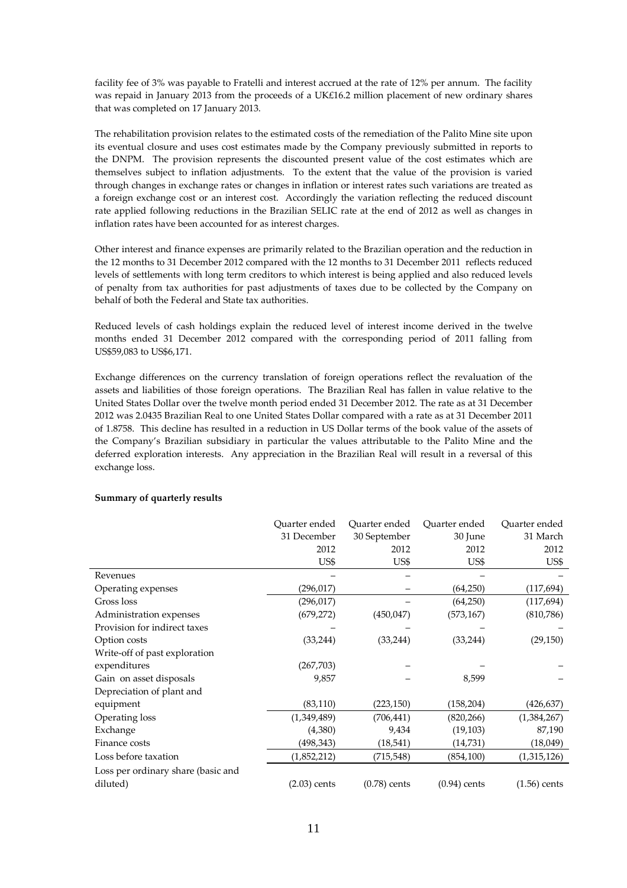facility fee of 3% was payable to Fratelli and interest accrued at the rate of 12% per annum. The facility was repaid in January 2013 from the proceeds of a UK£16.2 million placement of new ordinary shares that was completed on 17 January 2013.

The rehabilitation provision relates to the estimated costs of the remediation of the Palito Mine site upon its eventual closure and uses cost estimates made by the Company previously submitted in reports to the DNPM. The provision represents the discounted present value of the cost estimates which are themselves subject to inflation adjustments. To the extent that the value of the provision is varied through changes in exchange rates or changes in inflation or interest rates such variations are treated as a foreign exchange cost or an interest cost. Accordingly the variation reflecting the reduced discount rate applied following reductions in the Brazilian SELIC rate at the end of 2012 as well as changes in inflation rates have been accounted for as interest charges.

Other interest and finance expenses are primarily related to the Brazilian operation and the reduction in the 12 months to 31 December 2012 compared with the 12 months to 31 December 2011 reflects reduced levels of settlements with long term creditors to which interest is being applied and also reduced levels of penalty from tax authorities for past adjustments of taxes due to be collected by the Company on behalf of both the Federal and State tax authorities.

Reduced levels of cash holdings explain the reduced level of interest income derived in the twelve months ended 31 December 2012 compared with the corresponding period of 2011 falling from US$59,083 to US$6,171.

Exchange differences on the currency translation of foreign operations reflect the revaluation of the assets and liabilities of those foreign operations. The Brazilian Real has fallen in value relative to the United States Dollar over the twelve month period ended 31 December 2012. The rate as at 31 December 2012 was 2.0435 Brazilian Real to one United States Dollar compared with a rate as at 31 December 2011 of 1.8758. This decline has resulted in a reduction in US Dollar terms of the book value of the assets of the Company's Brazilian subsidiary in particular the values attributable to the Palito Mine and the deferred exploration interests. Any appreciation in the Brazilian Real will result in a reversal of this exchange loss.

**Summary of quarterly results**

| | Quarter ended 31 December 2012 US$ | Quarter ended 30 September 2012 US$ | Quarter ended 30 June 2012 US$ | Quarter ended 31 March 2012 US$ |
|---|---|---|---|---|
| Revenues | – | – | – | – |
| Operating expenses | (296,017) | – | (64,250) | (117,694) |
| Gross loss | (296,017) | – | (64,250) | (117,694) |
| Administration expenses | (679,272) | (450,047) | (573,167) | (810,786) |
| Provision for indirect taxes | – | – | – | – |
| Option costs | (33,244) | (33,244) | (33,244) | (29,150) |
| Write-off of past exploration expenditures | (267,703) | – | – | – |
| Gain on asset disposals | 9,857 | – | 8,599 | – |
| Depreciation of plant and equipment | (83,110) | (223,150) | (158,204) | (426,637) |
| Operating loss | (1,349,489) | (706,441) | (820,266) | (1,384,267) |
| Exchange | (4,380) | 9,434 | (19,103) | 87,190 |
| Finance costs | (498,343) | (18,541) | (14,731) | (18,049) |
| Loss before taxation | (1,852,212) | (715,548) | (854,100) | (1,315,126) |
| Loss per ordinary share (basic and diluted) | (2.03) cents | (0.78) cents | (0.94) cents | (1.56) cents |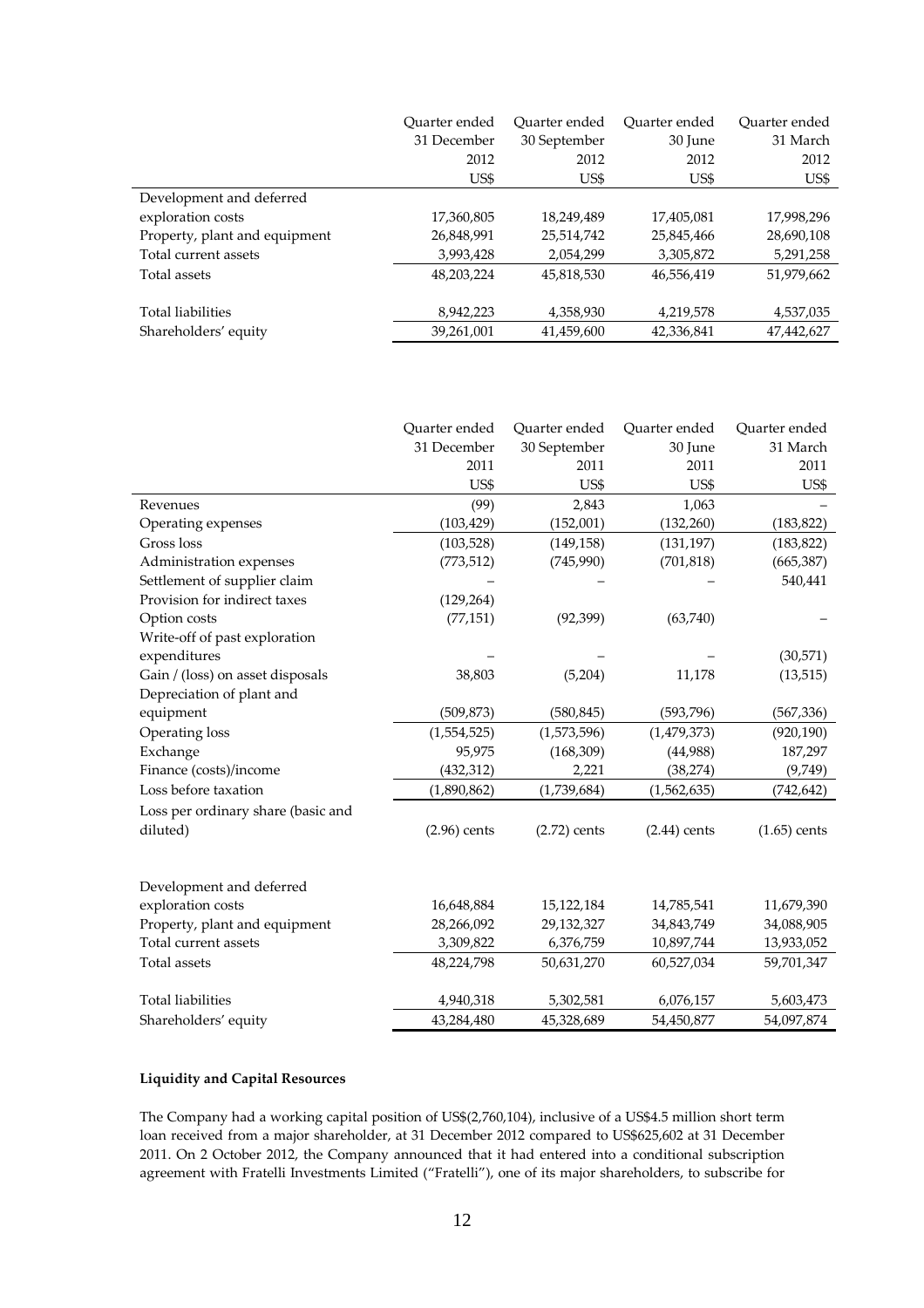| | Quarter ended 31 December 2012 US$ | Quarter ended 30 September 2012 US$ | Quarter ended 30 June 2012 US$ | Quarter ended 31 March 2012 US$ |
|---|---|---|---|---|
| Development and deferred exploration costs | 17,360,805 | 18,249,489 | 17,405,081 | 17,998,296 |
| Property, plant and equipment | 26,848,991 | 25,514,742 | 25,845,466 | 28,690,108 |
| Total current assets | 3,993,428 | 2,054,299 | 3,305,872 | 5,291,258 |
| Total assets | 48,203,224 | 45,818,530 | 46,556,419 | 51,979,662 |
| | | | | |
| Total liabilities | 8,942,223 | 4,358,930 | 4,219,578 | 4,537,035 |
| Shareholders' equity | 39,261,001 | 41,459,600 | 42,336,841 | 47,442,627 |

| | Quarter ended 31 December 2011 US$ | Quarter ended 30 September 2011 US$ | Quarter ended 30 June 2011 US$ | Quarter ended 31 March 2011 US$ |
|---|---|---|---|---|
| Revenues | (99) | 2,843 | 1,063 | – |
| Operating expenses | (103,429) | (152,001) | (132,260) | (183,822) |
| Gross loss | (103,528) | (149,158) | (131,197) | (183,822) |
| Administration expenses | (773,512) | (745,990) | (701,818) | (665,387) |
| Settlement of supplier claim | – | – | – | 540,441 |
| Provision for indirect taxes | (129,264) | | | |
| Option costs | (77,151) | (92,399) | (63,740) | – |
| Write-off of past exploration expenditures | – | – | – | (30,571) |
| Gain / (loss) on asset disposals | 38,803 | (5,204) | 11,178 | (13,515) |
| Depreciation of plant and equipment | (509,873) | (580,845) | (593,796) | (567,336) |
| Operating loss | (1,554,525) | (1,573,596) | (1,479,373) | (920,190) |
| Exchange | 95,975 | (168,309) | (44,988) | 187,297 |
| Finance (costs)/income | (432,312) | 2,221 | (38,274) | (9,749) |
| Loss before taxation | (1,890,862) | (1,739,684) | (1,562,635) | (742,642) |
| Loss per ordinary share (basic and diluted) | (2.96) cents | (2.72) cents | (2.44) cents | (1.65) cents |
| | | | | |
| Development and deferred exploration costs | 16,648,884 | 15,122,184 | 14,785,541 | 11,679,390 |
| Property, plant and equipment | 28,266,092 | 29,132,327 | 34,843,749 | 34,088,905 |
| Total current assets | 3,309,822 | 6,376,759 | 10,897,744 | 13,933,052 |
| Total assets | 48,224,798 | 50,631,270 | 60,527,034 | 59,701,347 |
| | | | | |
| Total liabilities | 4,940,318 | 5,302,581 | 6,076,157 | 5,603,473 |
| Shareholders' equity | 43,284,480 | 45,328,689 | 54,450,877 | 54,097,874 |

**Liquidity and Capital Resources**

The Company had a working capital position of US$(2,760,104), inclusive of a US$4.5 million short term loan received from a major shareholder, at 31 December 2012 compared to US$625,602 at 31 December 2011. On 2 October 2012, the Company announced that it had entered into a conditional subscription agreement with Fratelli Investments Limited ("Fratelli"), one of its major shareholders, to subscribe for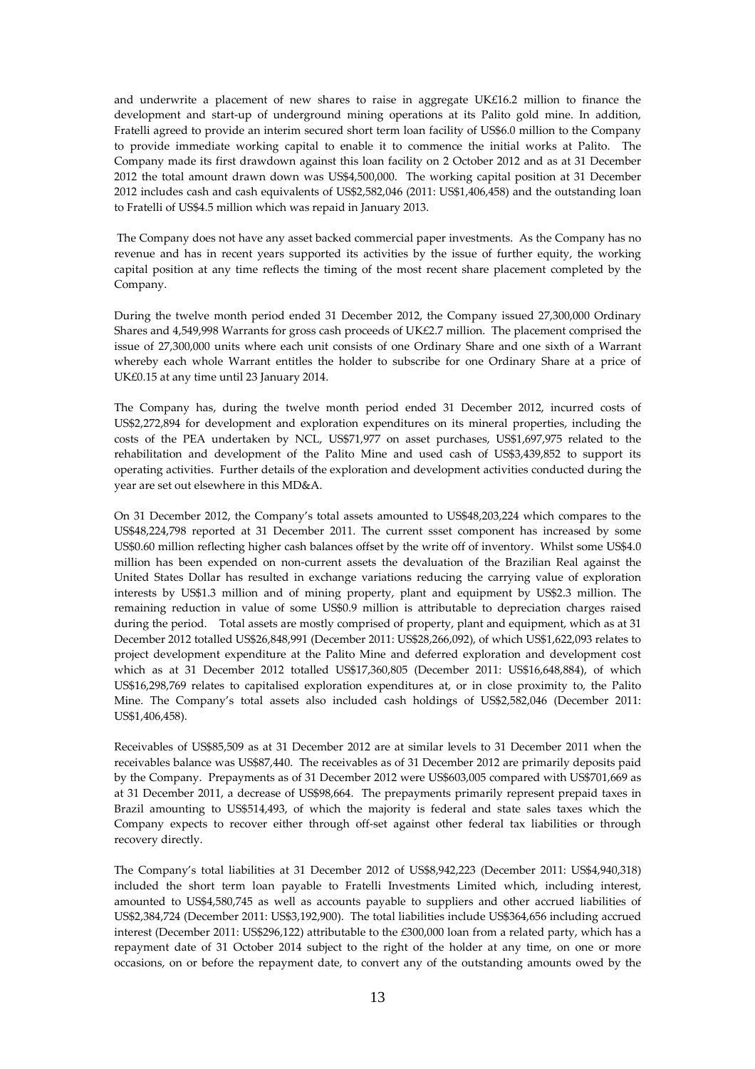and underwrite a placement of new shares to raise in aggregate UK£16.2 million to finance the development and start-up of underground mining operations at its Palito gold mine. In addition, Fratelli agreed to provide an interim secured short term loan facility of US$6.0 million to the Company to provide immediate working capital to enable it to commence the initial works at Palito. The Company made its first drawdown against this loan facility on 2 October 2012 and as at 31 December 2012 the total amount drawn down was US$4,500,000. The working capital position at 31 December 2012 includes cash and cash equivalents of US$2,582,046 (2011: US$1,406,458) and the outstanding loan to Fratelli of US$4.5 million which was repaid in January 2013.

The Company does not have any asset backed commercial paper investments. As the Company has no revenue and has in recent years supported its activities by the issue of further equity, the working capital position at any time reflects the timing of the most recent share placement completed by the Company.

During the twelve month period ended 31 December 2012, the Company issued 27,300,000 Ordinary Shares and 4,549,998 Warrants for gross cash proceeds of UK£2.7 million. The placement comprised the issue of 27,300,000 units where each unit consists of one Ordinary Share and one sixth of a Warrant whereby each whole Warrant entitles the holder to subscribe for one Ordinary Share at a price of UK£0.15 at any time until 23 January 2014.

The Company has, during the twelve month period ended 31 December 2012, incurred costs of US$2,272,894 for development and exploration expenditures on its mineral properties, including the costs of the PEA undertaken by NCL, US$71,977 on asset purchases, US$1,697,975 related to the rehabilitation and development of the Palito Mine and used cash of US$3,439,852 to support its operating activities. Further details of the exploration and development activities conducted during the year are set out elsewhere in this MD&A.

On 31 December 2012, the Company's total assets amounted to US$48,203,224 which compares to the US$48,224,798 reported at 31 December 2011. The current ssset component has increased by some US$0.60 million reflecting higher cash balances offset by the write off of inventory. Whilst some US$4.0 million has been expended on non-current assets the devaluation of the Brazilian Real against the United States Dollar has resulted in exchange variations reducing the carrying value of exploration interests by US$1.3 million and of mining property, plant and equipment by US$2.3 million. The remaining reduction in value of some US$0.9 million is attributable to depreciation charges raised during the period. Total assets are mostly comprised of property, plant and equipment, which as at 31 December 2012 totalled US$26,848,991 (December 2011: US$28,266,092), of which US$1,622,093 relates to project development expenditure at the Palito Mine and deferred exploration and development cost which as at 31 December 2012 totalled US$17,360,805 (December 2011: US$16,648,884), of which US$16,298,769 relates to capitalised exploration expenditures at, or in close proximity to, the Palito Mine. The Company's total assets also included cash holdings of US$2,582,046 (December 2011: US$1,406,458).

Receivables of US$85,509 as at 31 December 2012 are at similar levels to 31 December 2011 when the receivables balance was US$87,440. The receivables as of 31 December 2012 are primarily deposits paid by the Company. Prepayments as of 31 December 2012 were US$603,005 compared with US$701,669 as at 31 December 2011, a decrease of US$98,664. The prepayments primarily represent prepaid taxes in Brazil amounting to US$514,493, of which the majority is federal and state sales taxes which the Company expects to recover either through off-set against other federal tax liabilities or through recovery directly.

The Company's total liabilities at 31 December 2012 of US$8,942,223 (December 2011: US$4,940,318) included the short term loan payable to Fratelli Investments Limited which, including interest, amounted to US$4,580,745 as well as accounts payable to suppliers and other accrued liabilities of US$2,384,724 (December 2011: US$3,192,900). The total liabilities include US$364,656 including accrued interest (December 2011: US$296,122) attributable to the £300,000 loan from a related party, which has a repayment date of 31 October 2014 subject to the right of the holder at any time, on one or more occasions, on or before the repayment date, to convert any of the outstanding amounts owed by the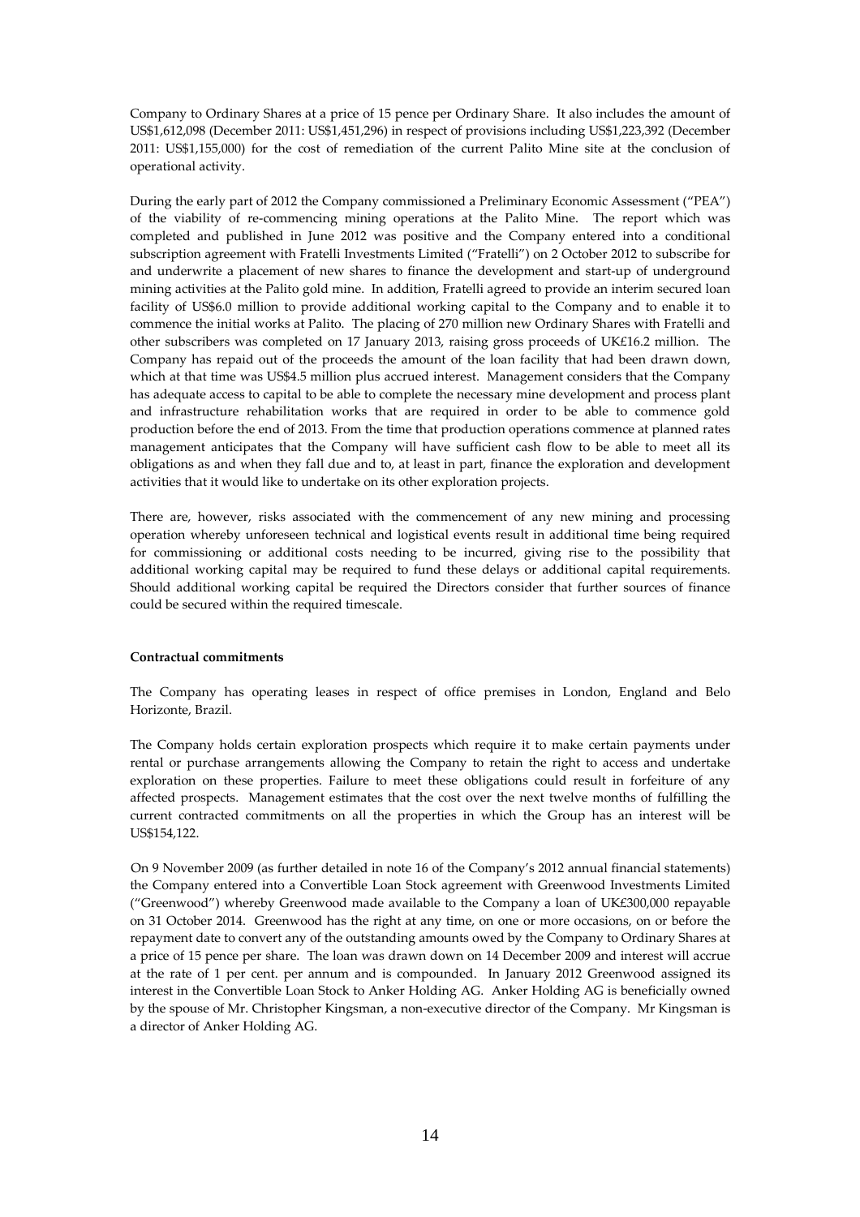Company to Ordinary Shares at a price of 15 pence per Ordinary Share. It also includes the amount of US$1,612,098 (December 2011: US$1,451,296) in respect of provisions including US$1,223,392 (December 2011: US$1,155,000) for the cost of remediation of the current Palito Mine site at the conclusion of operational activity.

During the early part of 2012 the Company commissioned a Preliminary Economic Assessment ("PEA") of the viability of re-commencing mining operations at the Palito Mine. The report which was completed and published in June 2012 was positive and the Company entered into a conditional subscription agreement with Fratelli Investments Limited ("Fratelli") on 2 October 2012 to subscribe for and underwrite a placement of new shares to finance the development and start-up of underground mining activities at the Palito gold mine. In addition, Fratelli agreed to provide an interim secured loan facility of US$6.0 million to provide additional working capital to the Company and to enable it to commence the initial works at Palito. The placing of 270 million new Ordinary Shares with Fratelli and other subscribers was completed on 17 January 2013, raising gross proceeds of UK£16.2 million. The Company has repaid out of the proceeds the amount of the loan facility that had been drawn down, which at that time was US$4.5 million plus accrued interest. Management considers that the Company has adequate access to capital to be able to complete the necessary mine development and process plant and infrastructure rehabilitation works that are required in order to be able to commence gold production before the end of 2013. From the time that production operations commence at planned rates management anticipates that the Company will have sufficient cash flow to be able to meet all its obligations as and when they fall due and to, at least in part, finance the exploration and development activities that it would like to undertake on its other exploration projects.

There are, however, risks associated with the commencement of any new mining and processing operation whereby unforeseen technical and logistical events result in additional time being required for commissioning or additional costs needing to be incurred, giving rise to the possibility that additional working capital may be required to fund these delays or additional capital requirements. Should additional working capital be required the Directors consider that further sources of finance could be secured within the required timescale.

**Contractual commitments**

The Company has operating leases in respect of office premises in London, England and Belo Horizonte, Brazil.

The Company holds certain exploration prospects which require it to make certain payments under rental or purchase arrangements allowing the Company to retain the right to access and undertake exploration on these properties. Failure to meet these obligations could result in forfeiture of any affected prospects. Management estimates that the cost over the next twelve months of fulfilling the current contracted commitments on all the properties in which the Group has an interest will be US$154,122.

On 9 November 2009 (as further detailed in note 16 of the Company's 2012 annual financial statements) the Company entered into a Convertible Loan Stock agreement with Greenwood Investments Limited ("Greenwood") whereby Greenwood made available to the Company a loan of UK£300,000 repayable on 31 October 2014. Greenwood has the right at any time, on one or more occasions, on or before the repayment date to convert any of the outstanding amounts owed by the Company to Ordinary Shares at a price of 15 pence per share. The loan was drawn down on 14 December 2009 and interest will accrue at the rate of 1 per cent. per annum and is compounded. In January 2012 Greenwood assigned its interest in the Convertible Loan Stock to Anker Holding AG. Anker Holding AG is beneficially owned by the spouse of Mr. Christopher Kingsman, a non-executive director of the Company. Mr Kingsman is a director of Anker Holding AG.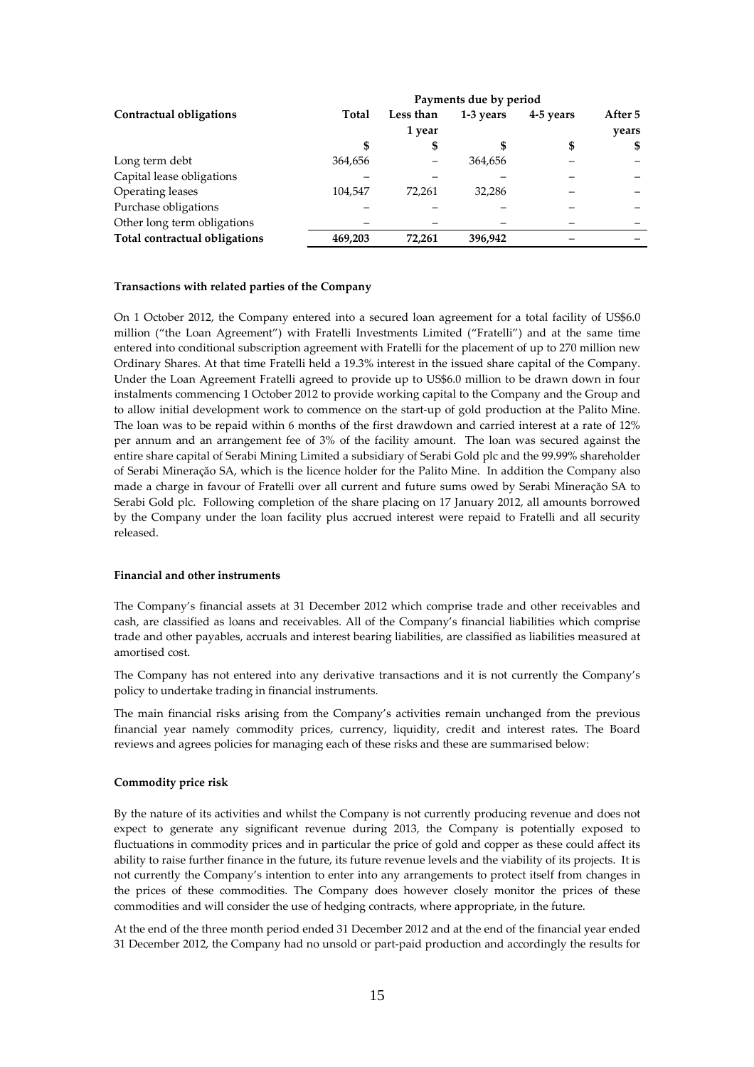| Contractual obligations | Payments due by period | | | | |
|---|---|---|---|---|---|
| | Total | Less than 1 year | 1-3 years | 4-5 years | After 5 years |
| | $ | $ | $ | $ | $ |
| Long term debt | 364,656 | – | 364,656 | – | – |
| Capital lease obligations | – | – | – | – | – |
| Operating leases | 104,547 | 72,261 | 32,286 | – | – |
| Purchase obligations | – | – | – | – | – |
| Other long term obligations | – | – | – | – | – |
| **Total contractual obligations** | **469,203** | **72,261** | **396,942** | – | – |

**Transactions with related parties of the Company**

On 1 October 2012, the Company entered into a secured loan agreement for a total facility of US$6.0 million ("the Loan Agreement") with Fratelli Investments Limited ("Fratelli") and at the same time entered into conditional subscription agreement with Fratelli for the placement of up to 270 million new Ordinary Shares. At that time Fratelli held a 19.3% interest in the issued share capital of the Company. Under the Loan Agreement Fratelli agreed to provide up to US$6.0 million to be drawn down in four instalments commencing 1 October 2012 to provide working capital to the Company and the Group and to allow initial development work to commence on the start-up of gold production at the Palito Mine. The loan was to be repaid within 6 months of the first drawdown and carried interest at a rate of 12% per annum and an arrangement fee of 3% of the facility amount. The loan was secured against the entire share capital of Serabi Mining Limited a subsidiary of Serabi Gold plc and the 99.99% shareholder of Serabi Mineração SA, which is the licence holder for the Palito Mine. In addition the Company also made a charge in favour of Fratelli over all current and future sums owed by Serabi Mineração SA to Serabi Gold plc. Following completion of the share placing on 17 January 2012, all amounts borrowed by the Company under the loan facility plus accrued interest were repaid to Fratelli and all security released.

**Financial and other instruments**

The Company's financial assets at 31 December 2012 which comprise trade and other receivables and cash, are classified as loans and receivables. All of the Company's financial liabilities which comprise trade and other payables, accruals and interest bearing liabilities, are classified as liabilities measured at amortised cost.

The Company has not entered into any derivative transactions and it is not currently the Company's policy to undertake trading in financial instruments.

The main financial risks arising from the Company's activities remain unchanged from the previous financial year namely commodity prices, currency, liquidity, credit and interest rates. The Board reviews and agrees policies for managing each of these risks and these are summarised below:

**Commodity price risk**

By the nature of its activities and whilst the Company is not currently producing revenue and does not expect to generate any significant revenue during 2013, the Company is potentially exposed to fluctuations in commodity prices and in particular the price of gold and copper as these could affect its ability to raise further finance in the future, its future revenue levels and the viability of its projects. It is not currently the Company's intention to enter into any arrangements to protect itself from changes in the prices of these commodities. The Company does however closely monitor the prices of these commodities and will consider the use of hedging contracts, where appropriate, in the future.

At the end of the three month period ended 31 December 2012 and at the end of the financial year ended 31 December 2012, the Company had no unsold or part-paid production and accordingly the results for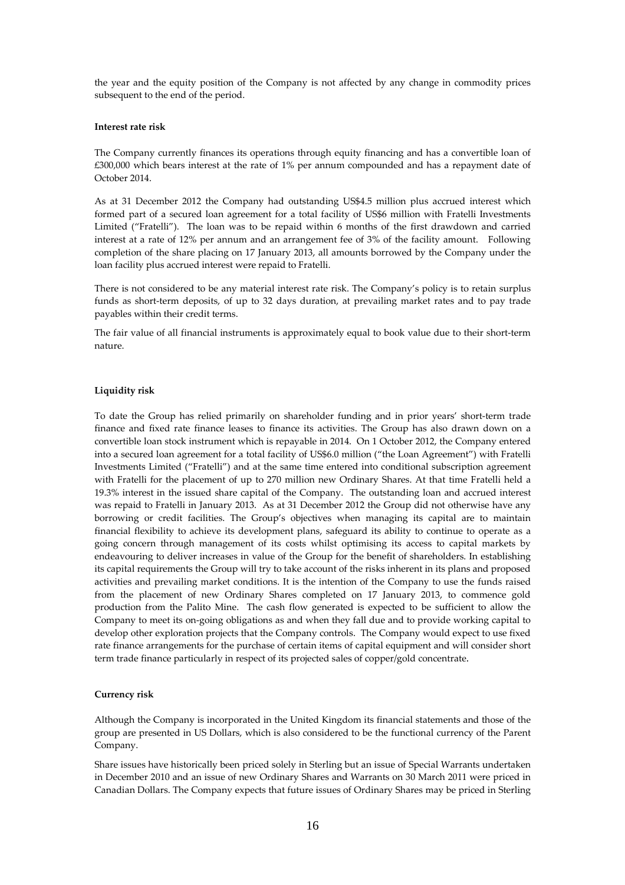the year and the equity position of the Company is not affected by any change in commodity prices subsequent to the end of the period.

**Interest rate risk**

The Company currently finances its operations through equity financing and has a convertible loan of £300,000 which bears interest at the rate of 1% per annum compounded and has a repayment date of October 2014.

As at 31 December 2012 the Company had outstanding US$4.5 million plus accrued interest which formed part of a secured loan agreement for a total facility of US$6 million with Fratelli Investments Limited ("Fratelli"). The loan was to be repaid within 6 months of the first drawdown and carried interest at a rate of 12% per annum and an arrangement fee of 3% of the facility amount. Following completion of the share placing on 17 January 2013, all amounts borrowed by the Company under the loan facility plus accrued interest were repaid to Fratelli.

There is not considered to be any material interest rate risk. The Company's policy is to retain surplus funds as short-term deposits, of up to 32 days duration, at prevailing market rates and to pay trade payables within their credit terms.

The fair value of all financial instruments is approximately equal to book value due to their short-term nature.

**Liquidity risk**

To date the Group has relied primarily on shareholder funding and in prior years' short-term trade finance and fixed rate finance leases to finance its activities. The Group has also drawn down on a convertible loan stock instrument which is repayable in 2014. On 1 October 2012, the Company entered into a secured loan agreement for a total facility of US$6.0 million ("the Loan Agreement") with Fratelli Investments Limited ("Fratelli") and at the same time entered into conditional subscription agreement with Fratelli for the placement of up to 270 million new Ordinary Shares. At that time Fratelli held a 19.3% interest in the issued share capital of the Company. The outstanding loan and accrued interest was repaid to Fratelli in January 2013. As at 31 December 2012 the Group did not otherwise have any borrowing or credit facilities. The Group's objectives when managing its capital are to maintain financial flexibility to achieve its development plans, safeguard its ability to continue to operate as a going concern through management of its costs whilst optimising its access to capital markets by endeavouring to deliver increases in value of the Group for the benefit of shareholders. In establishing its capital requirements the Group will try to take account of the risks inherent in its plans and proposed activities and prevailing market conditions. It is the intention of the Company to use the funds raised from the placement of new Ordinary Shares completed on 17 January 2013, to commence gold production from the Palito Mine. The cash flow generated is expected to be sufficient to allow the Company to meet its on-going obligations as and when they fall due and to provide working capital to develop other exploration projects that the Company controls. The Company would expect to use fixed rate finance arrangements for the purchase of certain items of capital equipment and will consider short term trade finance particularly in respect of its projected sales of copper/gold concentrate.

**Currency risk**

Although the Company is incorporated in the United Kingdom its financial statements and those of the group are presented in US Dollars, which is also considered to be the functional currency of the Parent Company.

Share issues have historically been priced solely in Sterling but an issue of Special Warrants undertaken in December 2010 and an issue of new Ordinary Shares and Warrants on 30 March 2011 were priced in Canadian Dollars. The Company expects that future issues of Ordinary Shares may be priced in Sterling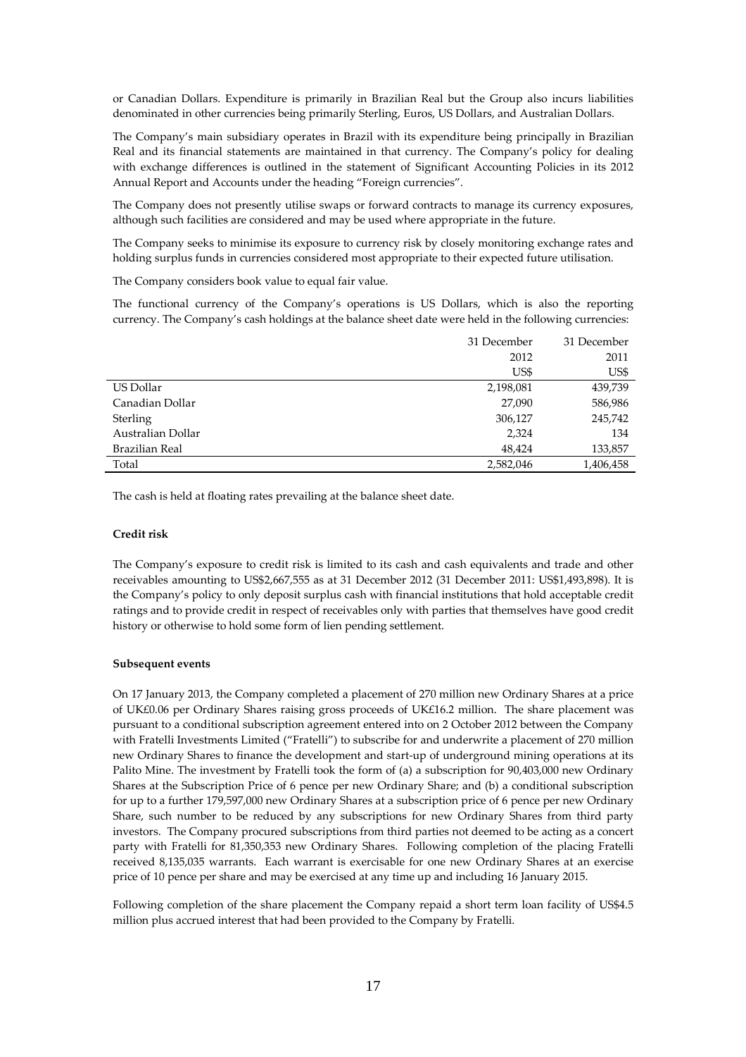or Canadian Dollars. Expenditure is primarily in Brazilian Real but the Group also incurs liabilities denominated in other currencies being primarily Sterling, Euros, US Dollars, and Australian Dollars.

The Company's main subsidiary operates in Brazil with its expenditure being principally in Brazilian Real and its financial statements are maintained in that currency. The Company's policy for dealing with exchange differences is outlined in the statement of Significant Accounting Policies in its 2012 Annual Report and Accounts under the heading "Foreign currencies".

The Company does not presently utilise swaps or forward contracts to manage its currency exposures, although such facilities are considered and may be used where appropriate in the future.

The Company seeks to minimise its exposure to currency risk by closely monitoring exchange rates and holding surplus funds in currencies considered most appropriate to their expected future utilisation.

The Company considers book value to equal fair value.

The functional currency of the Company's operations is US Dollars, which is also the reporting currency. The Company's cash holdings at the balance sheet date were held in the following currencies:

| | 31 December 2012 | 31 December 2011 |
|---|---|---|
| | US$ | US$ |
| US Dollar | 2,198,081 | 439,739 |
| Canadian Dollar | 27,090 | 586,986 |
| Sterling | 306,127 | 245,742 |
| Australian Dollar | 2,324 | 134 |
| Brazilian Real | 48,424 | 133,857 |
| Total | 2,582,046 | 1,406,458 |

The cash is held at floating rates prevailing at the balance sheet date.

**Credit risk**

The Company's exposure to credit risk is limited to its cash and cash equivalents and trade and other receivables amounting to US$2,667,555 as at 31 December 2012 (31 December 2011: US$1,493,898). It is the Company's policy to only deposit surplus cash with financial institutions that hold acceptable credit ratings and to provide credit in respect of receivables only with parties that themselves have good credit history or otherwise to hold some form of lien pending settlement.

**Subsequent events**

On 17 January 2013, the Company completed a placement of 270 million new Ordinary Shares at a price of UK£0.06 per Ordinary Shares raising gross proceeds of UK£16.2 million. The share placement was pursuant to a conditional subscription agreement entered into on 2 October 2012 between the Company with Fratelli Investments Limited ("Fratelli") to subscribe for and underwrite a placement of 270 million new Ordinary Shares to finance the development and start-up of underground mining operations at its Palito Mine. The investment by Fratelli took the form of (a) a subscription for 90,403,000 new Ordinary Shares at the Subscription Price of 6 pence per new Ordinary Share; and (b) a conditional subscription for up to a further 179,597,000 new Ordinary Shares at a subscription price of 6 pence per new Ordinary Share, such number to be reduced by any subscriptions for new Ordinary Shares from third party investors. The Company procured subscriptions from third parties not deemed to be acting as a concert party with Fratelli for 81,350,353 new Ordinary Shares. Following completion of the placing Fratelli received 8,135,035 warrants. Each warrant is exercisable for one new Ordinary Shares at an exercise price of 10 pence per share and may be exercised at any time up and including 16 January 2015.

Following completion of the share placement the Company repaid a short term loan facility of US$4.5 million plus accrued interest that had been provided to the Company by Fratelli.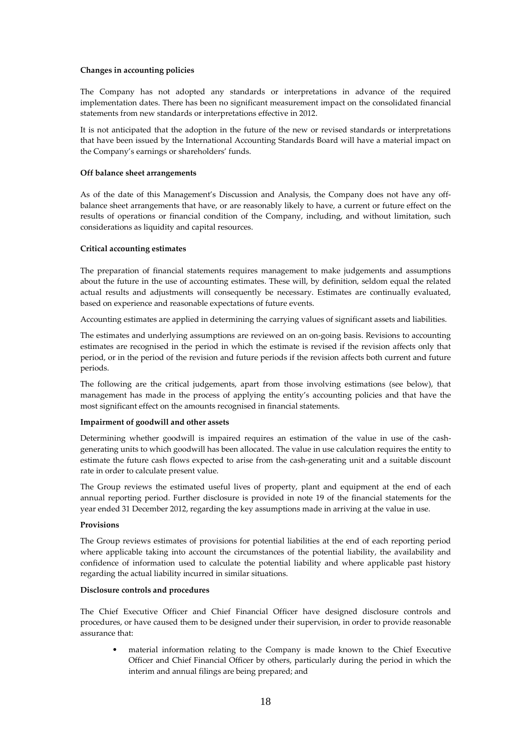**Changes in accounting policies**

The Company has not adopted any standards or interpretations in advance of the required implementation dates. There has been no significant measurement impact on the consolidated financial statements from new standards or interpretations effective in 2012.

It is not anticipated that the adoption in the future of the new or revised standards or interpretations that have been issued by the International Accounting Standards Board will have a material impact on the Company's earnings or shareholders' funds.

**Off balance sheet arrangements**

As of the date of this Management's Discussion and Analysis, the Company does not have any off-balance sheet arrangements that have, or are reasonably likely to have, a current or future effect on the results of operations or financial condition of the Company, including, and without limitation, such considerations as liquidity and capital resources.

**Critical accounting estimates**

The preparation of financial statements requires management to make judgements and assumptions about the future in the use of accounting estimates. These will, by definition, seldom equal the related actual results and adjustments will consequently be necessary. Estimates are continually evaluated, based on experience and reasonable expectations of future events.

Accounting estimates are applied in determining the carrying values of significant assets and liabilities.

The estimates and underlying assumptions are reviewed on an on-going basis. Revisions to accounting estimates are recognised in the period in which the estimate is revised if the revision affects only that period, or in the period of the revision and future periods if the revision affects both current and future periods.

The following are the critical judgements, apart from those involving estimations (see below), that management has made in the process of applying the entity's accounting policies and that have the most significant effect on the amounts recognised in financial statements.

**Impairment of goodwill and other assets**

Determining whether goodwill is impaired requires an estimation of the value in use of the cash-generating units to which goodwill has been allocated. The value in use calculation requires the entity to estimate the future cash flows expected to arise from the cash-generating unit and a suitable discount rate in order to calculate present value.

The Group reviews the estimated useful lives of property, plant and equipment at the end of each annual reporting period. Further disclosure is provided in note 19 of the financial statements for the year ended 31 December 2012, regarding the key assumptions made in arriving at the value in use.

**Provisions**

The Group reviews estimates of provisions for potential liabilities at the end of each reporting period where applicable taking into account the circumstances of the potential liability, the availability and confidence of information used to calculate the potential liability and where applicable past history regarding the actual liability incurred in similar situations.

**Disclosure controls and procedures**

The Chief Executive Officer and Chief Financial Officer have designed disclosure controls and procedures, or have caused them to be designed under their supervision, in order to provide reasonable assurance that:

- material information relating to the Company is made known to the Chief Executive Officer and Chief Financial Officer by others, particularly during the period in which the interim and annual filings are being prepared; and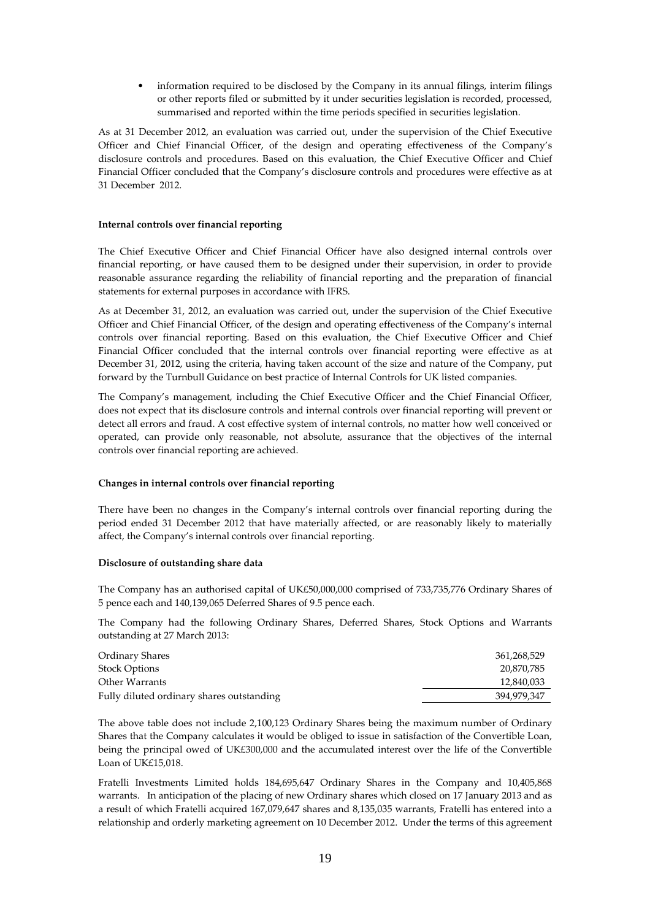- information required to be disclosed by the Company in its annual filings, interim filings or other reports filed or submitted by it under securities legislation is recorded, processed, summarised and reported within the time periods specified in securities legislation.

As at 31 December 2012, an evaluation was carried out, under the supervision of the Chief Executive Officer and Chief Financial Officer, of the design and operating effectiveness of the Company's disclosure controls and procedures. Based on this evaluation, the Chief Executive Officer and Chief Financial Officer concluded that the Company's disclosure controls and procedures were effective as at 31 December 2012.

**Internal controls over financial reporting**

The Chief Executive Officer and Chief Financial Officer have also designed internal controls over financial reporting, or have caused them to be designed under their supervision, in order to provide reasonable assurance regarding the reliability of financial reporting and the preparation of financial statements for external purposes in accordance with IFRS.

As at December 31, 2012, an evaluation was carried out, under the supervision of the Chief Executive Officer and Chief Financial Officer, of the design and operating effectiveness of the Company's internal controls over financial reporting. Based on this evaluation, the Chief Executive Officer and Chief Financial Officer concluded that the internal controls over financial reporting were effective as at December 31, 2012, using the criteria, having taken account of the size and nature of the Company, put forward by the Turnbull Guidance on best practice of Internal Controls for UK listed companies.

The Company's management, including the Chief Executive Officer and the Chief Financial Officer, does not expect that its disclosure controls and internal controls over financial reporting will prevent or detect all errors and fraud. A cost effective system of internal controls, no matter how well conceived or operated, can provide only reasonable, not absolute, assurance that the objectives of the internal controls over financial reporting are achieved.

**Changes in internal controls over financial reporting**

There have been no changes in the Company's internal controls over financial reporting during the period ended 31 December 2012 that have materially affected, or are reasonably likely to materially affect, the Company's internal controls over financial reporting.

**Disclosure of outstanding share data**

The Company has an authorised capital of UK£50,000,000 comprised of 733,735,776 Ordinary Shares of 5 pence each and 140,139,065 Deferred Shares of 9.5 pence each.

The Company had the following Ordinary Shares, Deferred Shares, Stock Options and Warrants outstanding at 27 March 2013:

| | |
|---|---|
| Ordinary Shares | 361,268,529 |
| Stock Options | 20,870,785 |
| Other Warrants | 12,840,033 |
| Fully diluted ordinary shares outstanding | 394,979,347 |

The above table does not include 2,100,123 Ordinary Shares being the maximum number of Ordinary Shares that the Company calculates it would be obliged to issue in satisfaction of the Convertible Loan, being the principal owed of UK£300,000 and the accumulated interest over the life of the Convertible Loan of UK£15,018.

Fratelli Investments Limited holds 184,695,647 Ordinary Shares in the Company and 10,405,868 warrants. In anticipation of the placing of new Ordinary shares which closed on 17 January 2013 and as a result of which Fratelli acquired 167,079,647 shares and 8,135,035 warrants, Fratelli has entered into a relationship and orderly marketing agreement on 10 December 2012. Under the terms of this agreement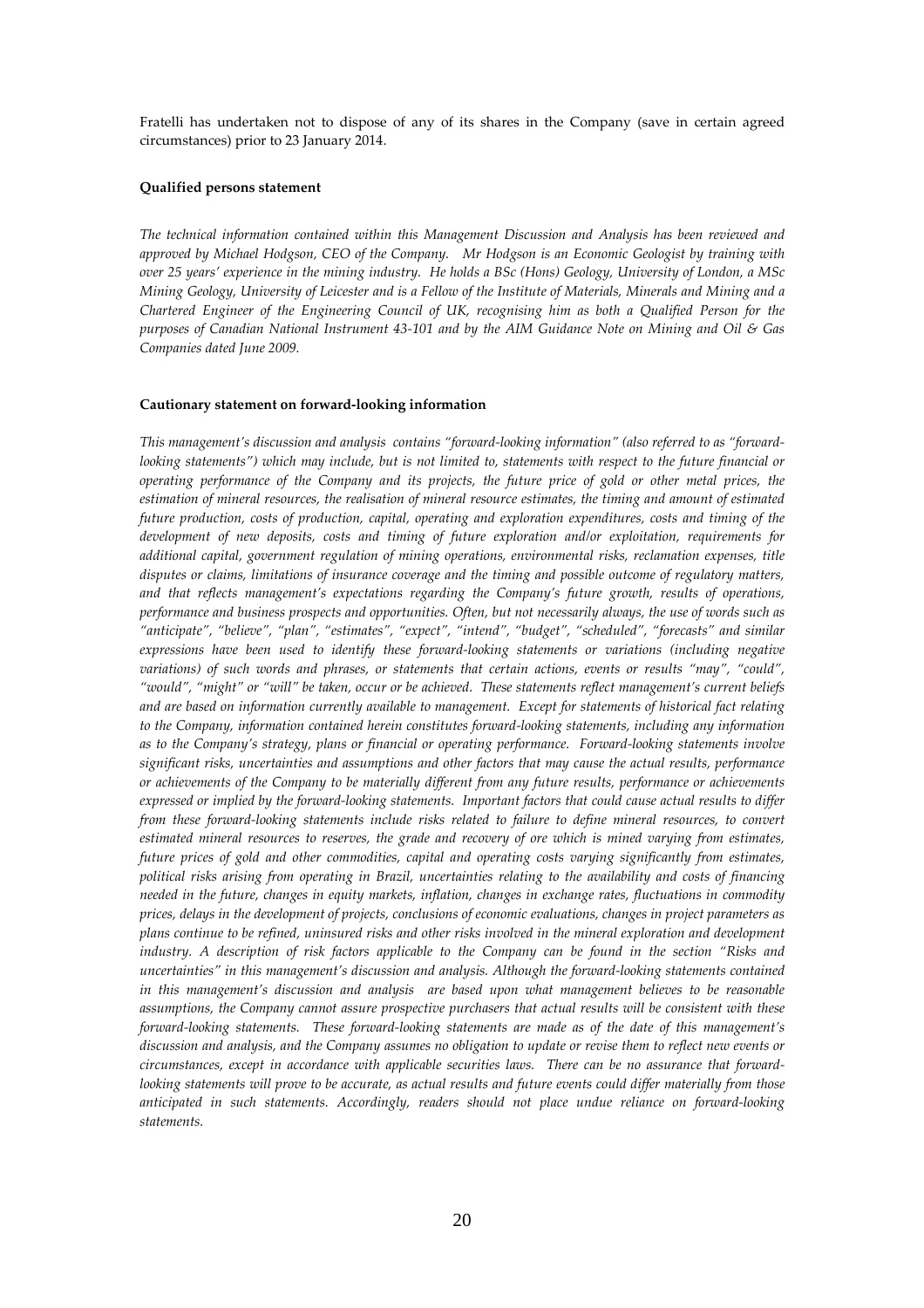Fratelli has undertaken not to dispose of any of its shares in the Company (save in certain agreed circumstances) prior to 23 January 2014.

**Qualified persons statement**

*The technical information contained within this Management Discussion and Analysis has been reviewed and approved by Michael Hodgson, CEO of the Company. Mr Hodgson is an Economic Geologist by training with over 25 years' experience in the mining industry. He holds a BSc (Hons) Geology, University of London, a MSc Mining Geology, University of Leicester and is a Fellow of the Institute of Materials, Minerals and Mining and a Chartered Engineer of the Engineering Council of UK, recognising him as both a Qualified Person for the purposes of Canadian National Instrument 43-101 and by the AIM Guidance Note on Mining and Oil & Gas Companies dated June 2009.*

**Cautionary statement on forward-looking information**

*This management's discussion and analysis contains "forward-looking information" (also referred to as "forward-looking statements") which may include, but is not limited to, statements with respect to the future financial or operating performance of the Company and its projects, the future price of gold or other metal prices, the estimation of mineral resources, the realisation of mineral resource estimates, the timing and amount of estimated future production, costs of production, capital, operating and exploration expenditures, costs and timing of the development of new deposits, costs and timing of future exploration and/or exploitation, requirements for additional capital, government regulation of mining operations, environmental risks, reclamation expenses, title disputes or claims, limitations of insurance coverage and the timing and possible outcome of regulatory matters, and that reflects management's expectations regarding the Company's future growth, results of operations, performance and business prospects and opportunities. Often, but not necessarily always, the use of words such as "anticipate", "believe", "plan", "estimates", "expect", "intend", "budget", "scheduled", "forecasts" and similar expressions have been used to identify these forward-looking statements or variations (including negative variations) of such words and phrases, or statements that certain actions, events or results "may", "could", "would", "might" or "will" be taken, occur or be achieved. These statements reflect management's current beliefs and are based on information currently available to management. Except for statements of historical fact relating to the Company, information contained herein constitutes forward-looking statements, including any information as to the Company's strategy, plans or financial or operating performance. Forward-looking statements involve significant risks, uncertainties and assumptions and other factors that may cause the actual results, performance or achievements of the Company to be materially different from any future results, performance or achievements expressed or implied by the forward-looking statements. Important factors that could cause actual results to differ from these forward-looking statements include risks related to failure to define mineral resources, to convert estimated mineral resources to reserves, the grade and recovery of ore which is mined varying from estimates, future prices of gold and other commodities, capital and operating costs varying significantly from estimates, political risks arising from operating in Brazil, uncertainties relating to the availability and costs of financing needed in the future, changes in equity markets, inflation, changes in exchange rates, fluctuations in commodity prices, delays in the development of projects, conclusions of economic evaluations, changes in project parameters as plans continue to be refined, uninsured risks and other risks involved in the mineral exploration and development industry. A description of risk factors applicable to the Company can be found in the section "Risks and uncertainties" in this management's discussion and analysis. Although the forward-looking statements contained in this management's discussion and analysis are based upon what management believes to be reasonable assumptions, the Company cannot assure prospective purchasers that actual results will be consistent with these forward-looking statements. These forward-looking statements are made as of the date of this management's discussion and analysis, and the Company assumes no obligation to update or revise them to reflect new events or circumstances, except in accordance with applicable securities laws. There can be no assurance that forward-looking statements will prove to be accurate, as actual results and future events could differ materially from those anticipated in such statements. Accordingly, readers should not place undue reliance on forward-looking statements.*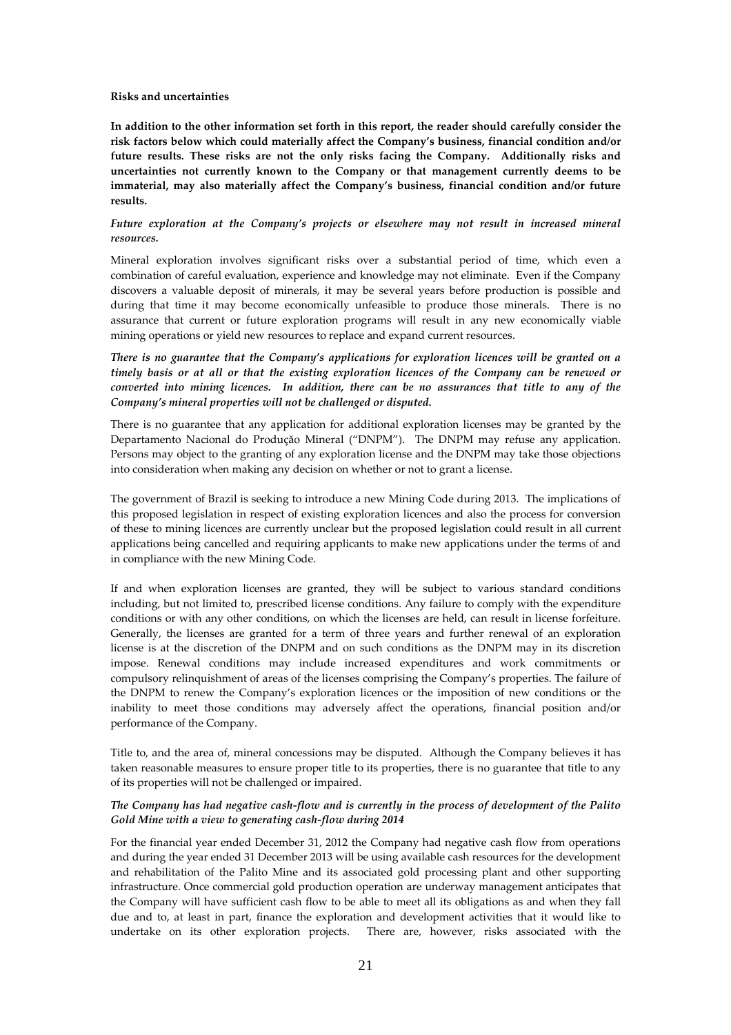**Risks and uncertainties**

**In addition to the other information set forth in this report, the reader should carefully consider the risk factors below which could materially affect the Company's business, financial condition and/or future results. These risks are not the only risks facing the Company. Additionally risks and uncertainties not currently known to the Company or that management currently deems to be immaterial, may also materially affect the Company's business, financial condition and/or future results.**

*Future exploration at the Company's projects or elsewhere may not result in increased mineral resources.*

Mineral exploration involves significant risks over a substantial period of time, which even a combination of careful evaluation, experience and knowledge may not eliminate. Even if the Company discovers a valuable deposit of minerals, it may be several years before production is possible and during that time it may become economically unfeasible to produce those minerals. There is no assurance that current or future exploration programs will result in any new economically viable mining operations or yield new resources to replace and expand current resources.

***There is no guarantee that the Company's applications for exploration licences will be granted on a timely basis or at all or that the existing exploration licences of the Company can be renewed or converted into mining licences. In addition, there can be no assurances that title to any of the Company's mineral properties will not be challenged or disputed.***

There is no guarantee that any application for additional exploration licenses may be granted by the Departamento Nacional do Produção Mineral ("DNPM"). The DNPM may refuse any application. Persons may object to the granting of any exploration license and the DNPM may take those objections into consideration when making any decision on whether or not to grant a license.

The government of Brazil is seeking to introduce a new Mining Code during 2013. The implications of this proposed legislation in respect of existing exploration licences and also the process for conversion of these to mining licences are currently unclear but the proposed legislation could result in all current applications being cancelled and requiring applicants to make new applications under the terms of and in compliance with the new Mining Code.

If and when exploration licenses are granted, they will be subject to various standard conditions including, but not limited to, prescribed license conditions. Any failure to comply with the expenditure conditions or with any other conditions, on which the licenses are held, can result in license forfeiture. Generally, the licenses are granted for a term of three years and further renewal of an exploration license is at the discretion of the DNPM and on such conditions as the DNPM may in its discretion impose. Renewal conditions may include increased expenditures and work commitments or compulsory relinquishment of areas of the licenses comprising the Company's properties. The failure of the DNPM to renew the Company's exploration licences or the imposition of new conditions or the inability to meet those conditions may adversely affect the operations, financial position and/or performance of the Company.

Title to, and the area of, mineral concessions may be disputed. Although the Company believes it has taken reasonable measures to ensure proper title to its properties, there is no guarantee that title to any of its properties will not be challenged or impaired.

***The Company has had negative cash-flow and is currently in the process of development of the Palito Gold Mine with a view to generating cash-flow during 2014***

For the financial year ended December 31, 2012 the Company had negative cash flow from operations and during the year ended 31 December 2013 will be using available cash resources for the development and rehabilitation of the Palito Mine and its associated gold processing plant and other supporting infrastructure. Once commercial gold production operation are underway management anticipates that the Company will have sufficient cash flow to be able to meet all its obligations as and when they fall due and to, at least in part, finance the exploration and development activities that it would like to undertake on its other exploration projects. There are, however, risks associated with the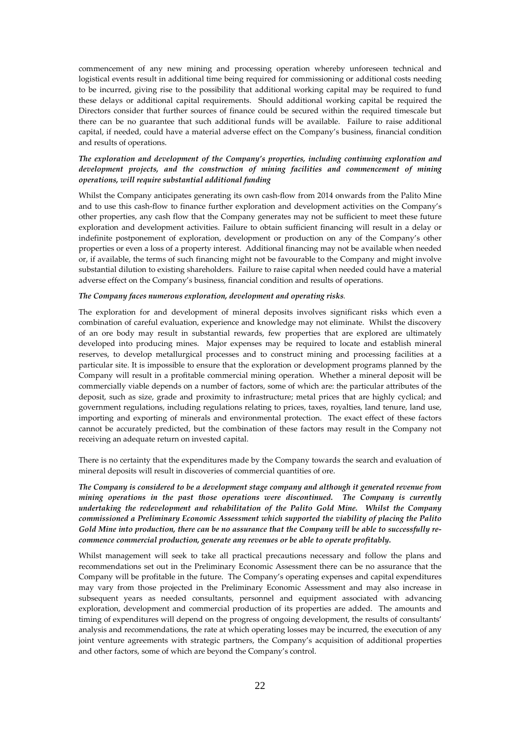commencement of any new mining and processing operation whereby unforeseen technical and logistical events result in additional time being required for commissioning or additional costs needing to be incurred, giving rise to the possibility that additional working capital may be required to fund these delays or additional capital requirements. Should additional working capital be required the Directors consider that further sources of finance could be secured within the required timescale but there can be no guarantee that such additional funds will be available. Failure to raise additional capital, if needed, could have a material adverse effect on the Company's business, financial condition and results of operations.

***The exploration and development of the Company's properties, including continuing exploration and development projects, and the construction of mining facilities and commencement of mining operations, will require substantial additional funding***

Whilst the Company anticipates generating its own cash-flow from 2014 onwards from the Palito Mine and to use this cash-flow to finance further exploration and development activities on the Company's other properties, any cash flow that the Company generates may not be sufficient to meet these future exploration and development activities. Failure to obtain sufficient financing will result in a delay or indefinite postponement of exploration, development or production on any of the Company's other properties or even a loss of a property interest. Additional financing may not be available when needed or, if available, the terms of such financing might not be favourable to the Company and might involve substantial dilution to existing shareholders. Failure to raise capital when needed could have a material adverse effect on the Company's business, financial condition and results of operations.

***The Company faces numerous exploration, development and operating risks.***

The exploration for and development of mineral deposits involves significant risks which even a combination of careful evaluation, experience and knowledge may not eliminate. Whilst the discovery of an ore body may result in substantial rewards, few properties that are explored are ultimately developed into producing mines. Major expenses may be required to locate and establish mineral reserves, to develop metallurgical processes and to construct mining and processing facilities at a particular site. It is impossible to ensure that the exploration or development programs planned by the Company will result in a profitable commercial mining operation. Whether a mineral deposit will be commercially viable depends on a number of factors, some of which are: the particular attributes of the deposit, such as size, grade and proximity to infrastructure; metal prices that are highly cyclical; and government regulations, including regulations relating to prices, taxes, royalties, land tenure, land use, importing and exporting of minerals and environmental protection. The exact effect of these factors cannot be accurately predicted, but the combination of these factors may result in the Company not receiving an adequate return on invested capital.

There is no certainty that the expenditures made by the Company towards the search and evaluation of mineral deposits will result in discoveries of commercial quantities of ore.

***The Company is considered to be a development stage company and although it generated revenue from mining operations in the past those operations were discontinued. The Company is currently undertaking the redevelopment and rehabilitation of the Palito Gold Mine. Whilst the Company commissioned a Preliminary Economic Assessment which supported the viability of placing the Palito Gold Mine into production, there can be no assurance that the Company will be able to successfully re-commence commercial production, generate any revenues or be able to operate profitably.***

Whilst management will seek to take all practical precautions necessary and follow the plans and recommendations set out in the Preliminary Economic Assessment there can be no assurance that the Company will be profitable in the future. The Company's operating expenses and capital expenditures may vary from those projected in the Preliminary Economic Assessment and may also increase in subsequent years as needed consultants, personnel and equipment associated with advancing exploration, development and commercial production of its properties are added. The amounts and timing of expenditures will depend on the progress of ongoing development, the results of consultants' analysis and recommendations, the rate at which operating losses may be incurred, the execution of any joint venture agreements with strategic partners, the Company's acquisition of additional properties and other factors, some of which are beyond the Company's control.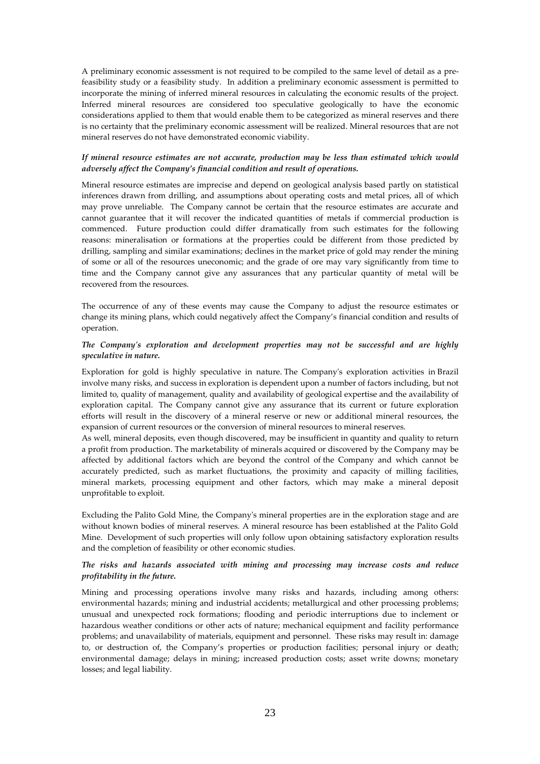A preliminary economic assessment is not required to be compiled to the same level of detail as a pre-feasibility study or a feasibility study. In addition a preliminary economic assessment is permitted to incorporate the mining of inferred mineral resources in calculating the economic results of the project. Inferred mineral resources are considered too speculative geologically to have the economic considerations applied to them that would enable them to be categorized as mineral reserves and there is no certainty that the preliminary economic assessment will be realized. Mineral resources that are not mineral reserves do not have demonstrated economic viability.

***If mineral resource estimates are not accurate, production may be less than estimated which would adversely affect the Company's financial condition and result of operations.***

Mineral resource estimates are imprecise and depend on geological analysis based partly on statistical inferences drawn from drilling, and assumptions about operating costs and metal prices, all of which may prove unreliable. The Company cannot be certain that the resource estimates are accurate and cannot guarantee that it will recover the indicated quantities of metals if commercial production is commenced. Future production could differ dramatically from such estimates for the following reasons: mineralisation or formations at the properties could be different from those predicted by drilling, sampling and similar examinations; declines in the market price of gold may render the mining of some or all of the resources uneconomic; and the grade of ore may vary significantly from time to time and the Company cannot give any assurances that any particular quantity of metal will be recovered from the resources.

The occurrence of any of these events may cause the Company to adjust the resource estimates or change its mining plans, which could negatively affect the Company's financial condition and results of operation.

***The Company's exploration and development properties may not be successful and are highly speculative in nature.***

Exploration for gold is highly speculative in nature. The Company's exploration activities in Brazil involve many risks, and success in exploration is dependent upon a number of factors including, but not limited to, quality of management, quality and availability of geological expertise and the availability of exploration capital. The Company cannot give any assurance that its current or future exploration efforts will result in the discovery of a mineral reserve or new or additional mineral resources, the expansion of current resources or the conversion of mineral resources to mineral reserves.

As well, mineral deposits, even though discovered, may be insufficient in quantity and quality to return a profit from production. The marketability of minerals acquired or discovered by the Company may be affected by additional factors which are beyond the control of the Company and which cannot be accurately predicted, such as market fluctuations, the proximity and capacity of milling facilities, mineral markets, processing equipment and other factors, which may make a mineral deposit unprofitable to exploit.

Excluding the Palito Gold Mine, the Company's mineral properties are in the exploration stage and are without known bodies of mineral reserves. A mineral resource has been established at the Palito Gold Mine. Development of such properties will only follow upon obtaining satisfactory exploration results and the completion of feasibility or other economic studies.

***The risks and hazards associated with mining and processing may increase costs and reduce profitability in the future.***

Mining and processing operations involve many risks and hazards, including among others: environmental hazards; mining and industrial accidents; metallurgical and other processing problems; unusual and unexpected rock formations; flooding and periodic interruptions due to inclement or hazardous weather conditions or other acts of nature; mechanical equipment and facility performance problems; and unavailability of materials, equipment and personnel. These risks may result in: damage to, or destruction of, the Company's properties or production facilities; personal injury or death; environmental damage; delays in mining; increased production costs; asset write downs; monetary losses; and legal liability.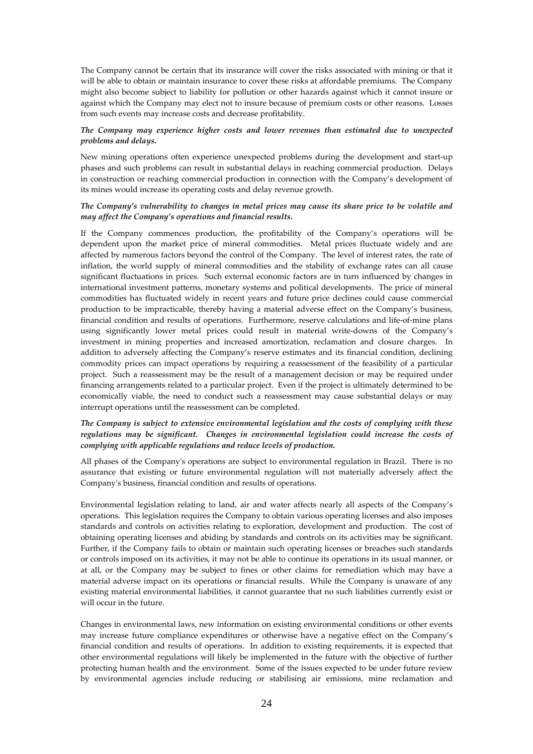The Company cannot be certain that its insurance will cover the risks associated with mining or that it will be able to obtain or maintain insurance to cover these risks at affordable premiums. The Company might also become subject to liability for pollution or other hazards against which it cannot insure or against which the Company may elect not to insure because of premium costs or other reasons. Losses from such events may increase costs and decrease profitability.

***The Company may experience higher costs and lower revenues than estimated due to unexpected problems and delays.***

New mining operations often experience unexpected problems during the development and start-up phases and such problems can result in substantial delays in reaching commercial production. Delays in construction or reaching commercial production in connection with the Company's development of its mines would increase its operating costs and delay revenue growth.

***The Company's vulnerability to changes in metal prices may cause its share price to be volatile and may affect the Company's operations and financial results.***

If the Company commences production, the profitability of the Company's operations will be dependent upon the market price of mineral commodities. Metal prices fluctuate widely and are affected by numerous factors beyond the control of the Company. The level of interest rates, the rate of inflation, the world supply of mineral commodities and the stability of exchange rates can all cause significant fluctuations in prices. Such external economic factors are in turn influenced by changes in international investment patterns, monetary systems and political developments. The price of mineral commodities has fluctuated widely in recent years and future price declines could cause commercial production to be impracticable, thereby having a material adverse effect on the Company's business, financial condition and results of operations. Furthermore, reserve calculations and life-of-mine plans using significantly lower metal prices could result in material write-downs of the Company's investment in mining properties and increased amortization, reclamation and closure charges. In addition to adversely affecting the Company's reserve estimates and its financial condition, declining commodity prices can impact operations by requiring a reassessment of the feasibility of a particular project. Such a reassessment may be the result of a management decision or may be required under financing arrangements related to a particular project. Even if the project is ultimately determined to be economically viable, the need to conduct such a reassessment may cause substantial delays or may interrupt operations until the reassessment can be completed.

***The Company is subject to extensive environmental legislation and the costs of complying with these regulations may be significant. Changes in environmental legislation could increase the costs of complying with applicable regulations and reduce levels of production.***

All phases of the Company's operations are subject to environmental regulation in Brazil. There is no assurance that existing or future environmental regulation will not materially adversely affect the Company's business, financial condition and results of operations.

Environmental legislation relating to land, air and water affects nearly all aspects of the Company's operations. This legislation requires the Company to obtain various operating licenses and also imposes standards and controls on activities relating to exploration, development and production. The cost of obtaining operating licenses and abiding by standards and controls on its activities may be significant. Further, if the Company fails to obtain or maintain such operating licenses or breaches such standards or controls imposed on its activities, it may not be able to continue its operations in its usual manner, or at all, or the Company may be subject to fines or other claims for remediation which may have a material adverse impact on its operations or financial results. While the Company is unaware of any existing material environmental liabilities, it cannot guarantee that no such liabilities currently exist or will occur in the future.

Changes in environmental laws, new information on existing environmental conditions or other events may increase future compliance expenditures or otherwise have a negative effect on the Company's financial condition and results of operations. In addition to existing requirements, it is expected that other environmental regulations will likely be implemented in the future with the objective of further protecting human health and the environment. Some of the issues expected to be under future review by environmental agencies include reducing or stabilising air emissions, mine reclamation and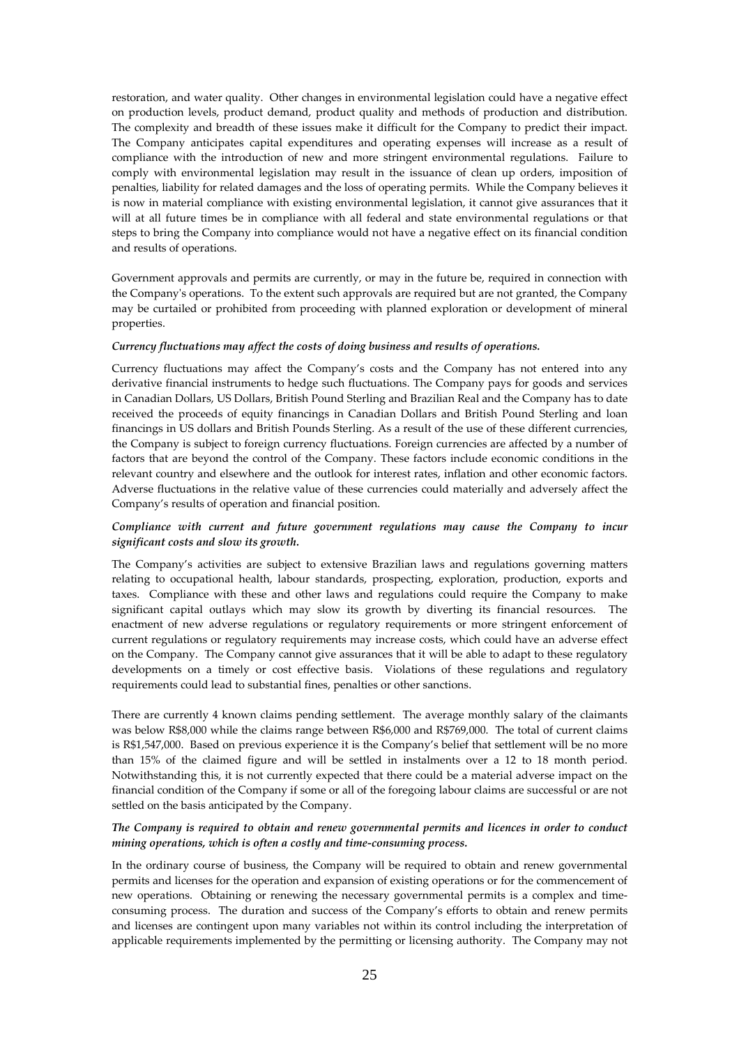restoration, and water quality. Other changes in environmental legislation could have a negative effect on production levels, product demand, product quality and methods of production and distribution. The complexity and breadth of these issues make it difficult for the Company to predict their impact. The Company anticipates capital expenditures and operating expenses will increase as a result of compliance with the introduction of new and more stringent environmental regulations. Failure to comply with environmental legislation may result in the issuance of clean up orders, imposition of penalties, liability for related damages and the loss of operating permits. While the Company believes it is now in material compliance with existing environmental legislation, it cannot give assurances that it will at all future times be in compliance with all federal and state environmental regulations or that steps to bring the Company into compliance would not have a negative effect on its financial condition and results of operations.

Government approvals and permits are currently, or may in the future be, required in connection with the Company's operations. To the extent such approvals are required but are not granted, the Company may be curtailed or prohibited from proceeding with planned exploration or development of mineral properties.

***Currency fluctuations may affect the costs of doing business and results of operations.***

Currency fluctuations may affect the Company's costs and the Company has not entered into any derivative financial instruments to hedge such fluctuations. The Company pays for goods and services in Canadian Dollars, US Dollars, British Pound Sterling and Brazilian Real and the Company has to date received the proceeds of equity financings in Canadian Dollars and British Pound Sterling and loan financings in US dollars and British Pounds Sterling. As a result of the use of these different currencies, the Company is subject to foreign currency fluctuations. Foreign currencies are affected by a number of factors that are beyond the control of the Company. These factors include economic conditions in the relevant country and elsewhere and the outlook for interest rates, inflation and other economic factors. Adverse fluctuations in the relative value of these currencies could materially and adversely affect the Company's results of operation and financial position.

***Compliance with current and future government regulations may cause the Company to incur significant costs and slow its growth.***

The Company's activities are subject to extensive Brazilian laws and regulations governing matters relating to occupational health, labour standards, prospecting, exploration, production, exports and taxes. Compliance with these and other laws and regulations could require the Company to make significant capital outlays which may slow its growth by diverting its financial resources. The enactment of new adverse regulations or regulatory requirements or more stringent enforcement of current regulations or regulatory requirements may increase costs, which could have an adverse effect on the Company. The Company cannot give assurances that it will be able to adapt to these regulatory developments on a timely or cost effective basis. Violations of these regulations and regulatory requirements could lead to substantial fines, penalties or other sanctions.

There are currently 4 known claims pending settlement. The average monthly salary of the claimants was below R$8,000 while the claims range between R$6,000 and R$769,000. The total of current claims is R$1,547,000. Based on previous experience it is the Company's belief that settlement will be no more than 15% of the claimed figure and will be settled in instalments over a 12 to 18 month period. Notwithstanding this, it is not currently expected that there could be a material adverse impact on the financial condition of the Company if some or all of the foregoing labour claims are successful or are not settled on the basis anticipated by the Company.

***The Company is required to obtain and renew governmental permits and licences in order to conduct mining operations, which is often a costly and time-consuming process.***

In the ordinary course of business, the Company will be required to obtain and renew governmental permits and licenses for the operation and expansion of existing operations or for the commencement of new operations. Obtaining or renewing the necessary governmental permits is a complex and time-consuming process. The duration and success of the Company's efforts to obtain and renew permits and licenses are contingent upon many variables not within its control including the interpretation of applicable requirements implemented by the permitting or licensing authority. The Company may not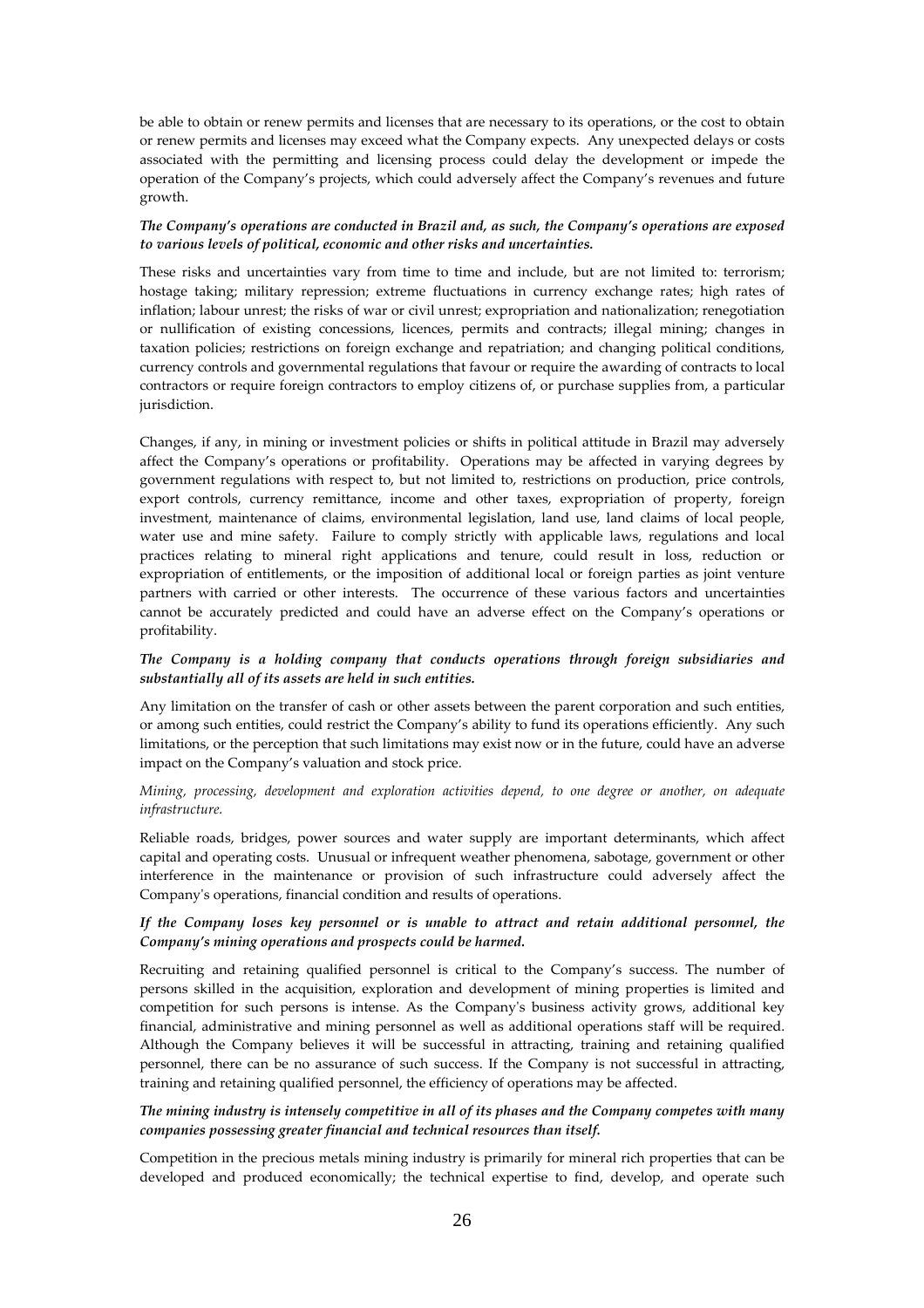be able to obtain or renew permits and licenses that are necessary to its operations, or the cost to obtain or renew permits and licenses may exceed what the Company expects. Any unexpected delays or costs associated with the permitting and licensing process could delay the development or impede the operation of the Company's projects, which could adversely affect the Company's revenues and future growth.

***The Company's operations are conducted in Brazil and, as such, the Company's operations are exposed to various levels of political, economic and other risks and uncertainties.***

These risks and uncertainties vary from time to time and include, but are not limited to: terrorism; hostage taking; military repression; extreme fluctuations in currency exchange rates; high rates of inflation; labour unrest; the risks of war or civil unrest; expropriation and nationalization; renegotiation or nullification of existing concessions, licences, permits and contracts; illegal mining; changes in taxation policies; restrictions on foreign exchange and repatriation; and changing political conditions, currency controls and governmental regulations that favour or require the awarding of contracts to local contractors or require foreign contractors to employ citizens of, or purchase supplies from, a particular jurisdiction.

Changes, if any, in mining or investment policies or shifts in political attitude in Brazil may adversely affect the Company's operations or profitability. Operations may be affected in varying degrees by government regulations with respect to, but not limited to, restrictions on production, price controls, export controls, currency remittance, income and other taxes, expropriation of property, foreign investment, maintenance of claims, environmental legislation, land use, land claims of local people, water use and mine safety. Failure to comply strictly with applicable laws, regulations and local practices relating to mineral right applications and tenure, could result in loss, reduction or expropriation of entitlements, or the imposition of additional local or foreign parties as joint venture partners with carried or other interests. The occurrence of these various factors and uncertainties cannot be accurately predicted and could have an adverse effect on the Company's operations or profitability.

***The Company is a holding company that conducts operations through foreign subsidiaries and substantially all of its assets are held in such entities.***

Any limitation on the transfer of cash or other assets between the parent corporation and such entities, or among such entities, could restrict the Company's ability to fund its operations efficiently. Any such limitations, or the perception that such limitations may exist now or in the future, could have an adverse impact on the Company's valuation and stock price.

*Mining, processing, development and exploration activities depend, to one degree or another, on adequate infrastructure.*

Reliable roads, bridges, power sources and water supply are important determinants, which affect capital and operating costs. Unusual or infrequent weather phenomena, sabotage, government or other interference in the maintenance or provision of such infrastructure could adversely affect the Company's operations, financial condition and results of operations.

***If the Company loses key personnel or is unable to attract and retain additional personnel, the Company's mining operations and prospects could be harmed.***

Recruiting and retaining qualified personnel is critical to the Company's success. The number of persons skilled in the acquisition, exploration and development of mining properties is limited and competition for such persons is intense. As the Company's business activity grows, additional key financial, administrative and mining personnel as well as additional operations staff will be required. Although the Company believes it will be successful in attracting, training and retaining qualified personnel, there can be no assurance of such success. If the Company is not successful in attracting, training and retaining qualified personnel, the efficiency of operations may be affected.

***The mining industry is intensely competitive in all of its phases and the Company competes with many companies possessing greater financial and technical resources than itself.***

Competition in the precious metals mining industry is primarily for mineral rich properties that can be developed and produced economically; the technical expertise to find, develop, and operate such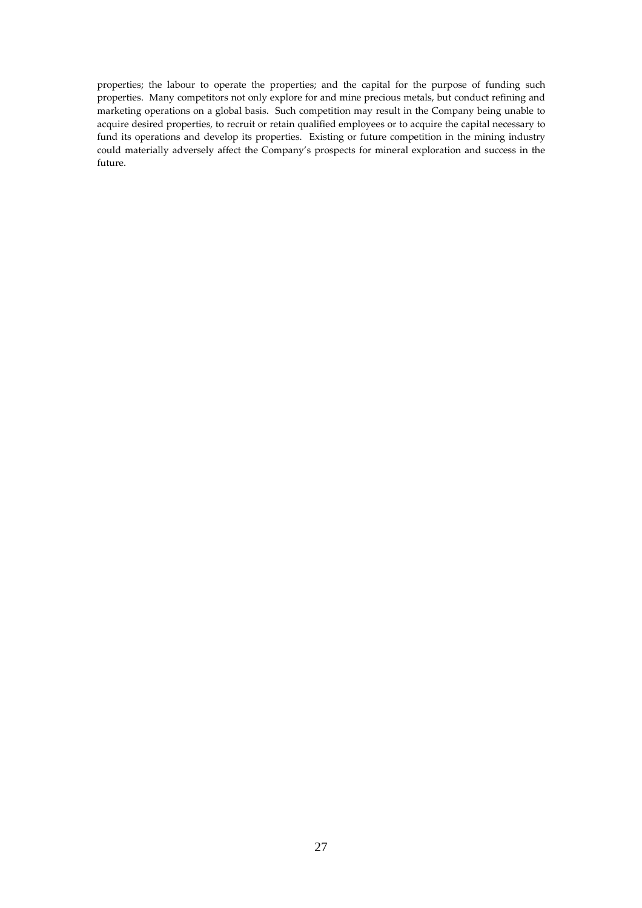properties; the labour to operate the properties; and the capital for the purpose of funding such properties. Many competitors not only explore for and mine precious metals, but conduct refining and marketing operations on a global basis. Such competition may result in the Company being unable to acquire desired properties, to recruit or retain qualified employees or to acquire the capital necessary to fund its operations and develop its properties. Existing or future competition in the mining industry could materially adversely affect the Company's prospects for mineral exploration and success in the future.